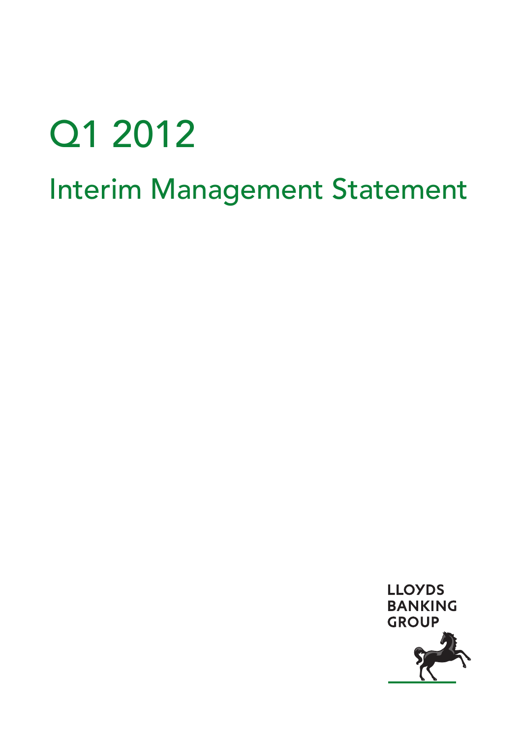# Q1 2012

## Interim Management Statement

LLOYDS
BANKING
GROUP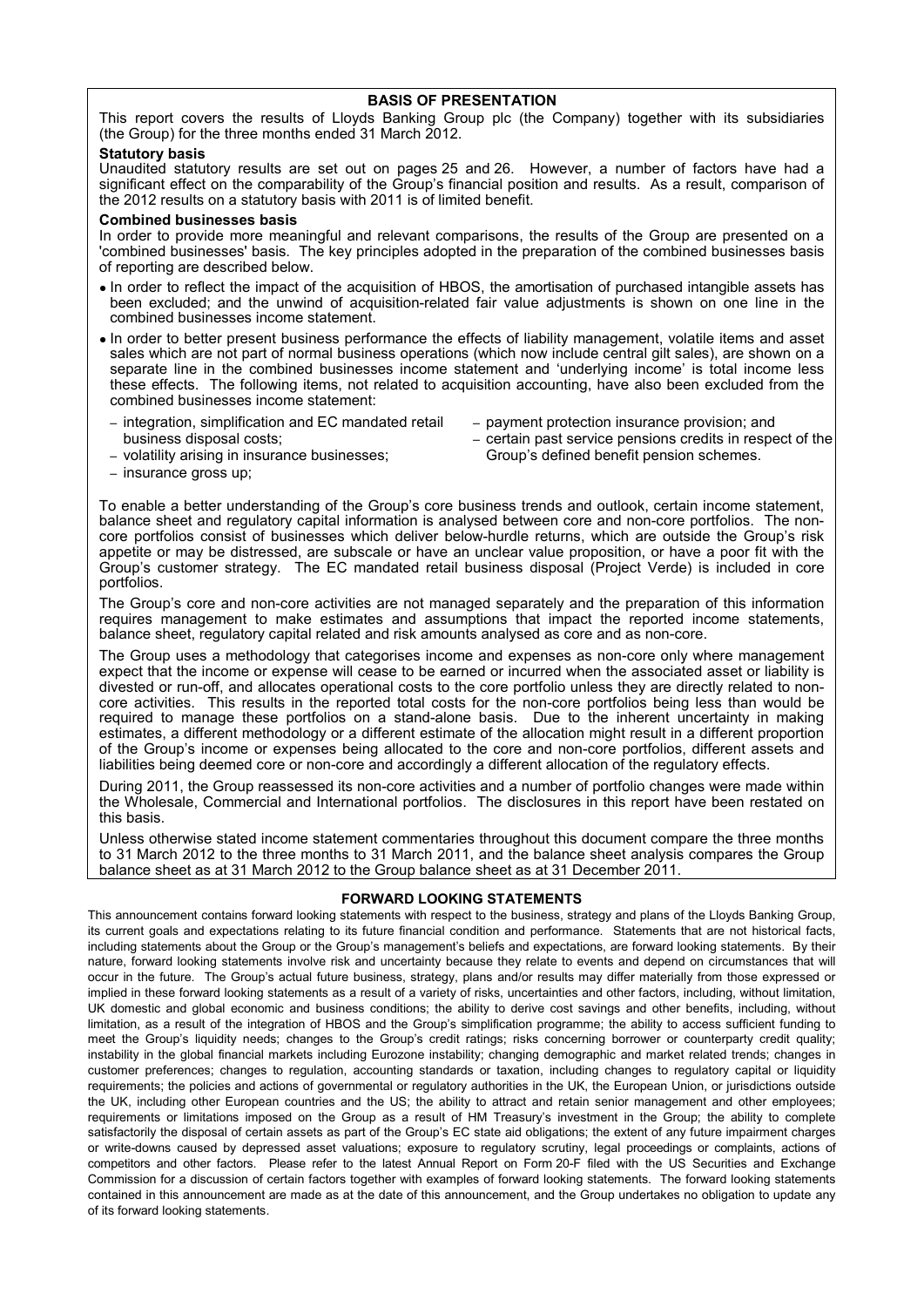## BASIS OF PRESENTATION

This report covers the results of Lloyds Banking Group plc (the Company) together with its subsidiaries (the Group) for the three months ended 31 March 2012.

### Statutory basis

Unaudited statutory results are set out on pages 25 and 26. However, a number of factors have had a significant effect on the comparability of the Group's financial position and results. As a result, comparison of the 2012 results on a statutory basis with 2011 is of limited benefit.

### Combined businesses basis

In order to provide more meaningful and relevant comparisons, the results of the Group are presented on a 'combined businesses' basis. The key principles adopted in the preparation of the combined businesses basis of reporting are described below.

- In order to reflect the impact of the acquisition of HBOS, the amortisation of purchased intangible assets has been excluded; and the unwind of acquisition-related fair value adjustments is shown on one line in the combined businesses income statement.
- In order to better present business performance the effects of liability management, volatile items and asset sales which are not part of normal business operations (which now include central gilt sales), are shown on a separate line in the combined businesses income statement and 'underlying income' is total income less these effects. The following items, not related to acquisition accounting, have also been excluded from the combined businesses income statement:
  - integration, simplification and EC mandated retail business disposal costs;
  - volatility arising in insurance businesses;
  - insurance gross up;
  - payment protection insurance provision; and
  - certain past service pensions credits in respect of the Group's defined benefit pension schemes.

To enable a better understanding of the Group's core business trends and outlook, certain income statement, balance sheet and regulatory capital information is analysed between core and non-core portfolios. The non-core portfolios consist of businesses which deliver below-hurdle returns, which are outside the Group's risk appetite or may be distressed, are subscale or have an unclear value proposition, or have a poor fit with the Group's customer strategy. The EC mandated retail business disposal (Project Verde) is included in core portfolios.

The Group's core and non-core activities are not managed separately and the preparation of this information requires management to make estimates and assumptions that impact the reported income statements, balance sheet, regulatory capital related and risk amounts analysed as core and as non-core.

The Group uses a methodology that categorises income and expenses as non-core only where management expect that the income or expense will cease to be earned or incurred when the associated asset or liability is divested or run-off, and allocates operational costs to the core portfolio unless they are directly related to non-core activities. This results in the reported total costs for the non-core portfolios being less than would be required to manage these portfolios on a stand-alone basis. Due to the inherent uncertainty in making estimates, a different methodology or a different estimate of the allocation might result in a different proportion of the Group's income or expenses being allocated to the core and non-core portfolios, different assets and liabilities being deemed core or non-core and accordingly a different allocation of the regulatory effects.

During 2011, the Group reassessed its non-core activities and a number of portfolio changes were made within the Wholesale, Commercial and International portfolios. The disclosures in this report have been restated on this basis.

Unless otherwise stated income statement commentaries throughout this document compare the three months to 31 March 2012 to the three months to 31 March 2011, and the balance sheet analysis compares the Group balance sheet as at 31 March 2012 to the Group balance sheet as at 31 December 2011.

## FORWARD LOOKING STATEMENTS

This announcement contains forward looking statements with respect to the business, strategy and plans of the Lloyds Banking Group, its current goals and expectations relating to its future financial condition and performance. Statements that are not historical facts, including statements about the Group or the Group's management's beliefs and expectations, are forward looking statements. By their nature, forward looking statements involve risk and uncertainty because they relate to events and depend on circumstances that will occur in the future. The Group's actual future business, strategy, plans and/or results may differ materially from those expressed or implied in these forward looking statements as a result of a variety of risks, uncertainties and other factors, including, without limitation, UK domestic and global economic and business conditions; the ability to derive cost savings and other benefits, including, without limitation, as a result of the integration of HBOS and the Group's simplification programme; the ability to access sufficient funding to meet the Group's liquidity needs; changes to the Group's credit ratings; risks concerning borrower or counterparty credit quality; instability in the global financial markets including Eurozone instability; changing demographic and market related trends; changes in customer preferences; changes to regulation, accounting standards or taxation, including changes to regulatory capital or liquidity requirements; the policies and actions of governmental or regulatory authorities in the UK, the European Union, or jurisdictions outside the UK, including other European countries and the US; the ability to attract and retain senior management and other employees; requirements or limitations imposed on the Group as a result of HM Treasury's investment in the Group; the ability to complete satisfactorily the disposal of certain assets as part of the Group's EC state aid obligations; the extent of any future impairment charges or write-downs caused by depressed asset valuations; exposure to regulatory scrutiny, legal proceedings or complaints, actions of competitors and other factors. Please refer to the latest Annual Report on Form 20-F filed with the US Securities and Exchange Commission for a discussion of certain factors together with examples of forward looking statements. The forward looking statements contained in this announcement are made as at the date of this announcement, and the Group undertakes no obligation to update any of its forward looking statements.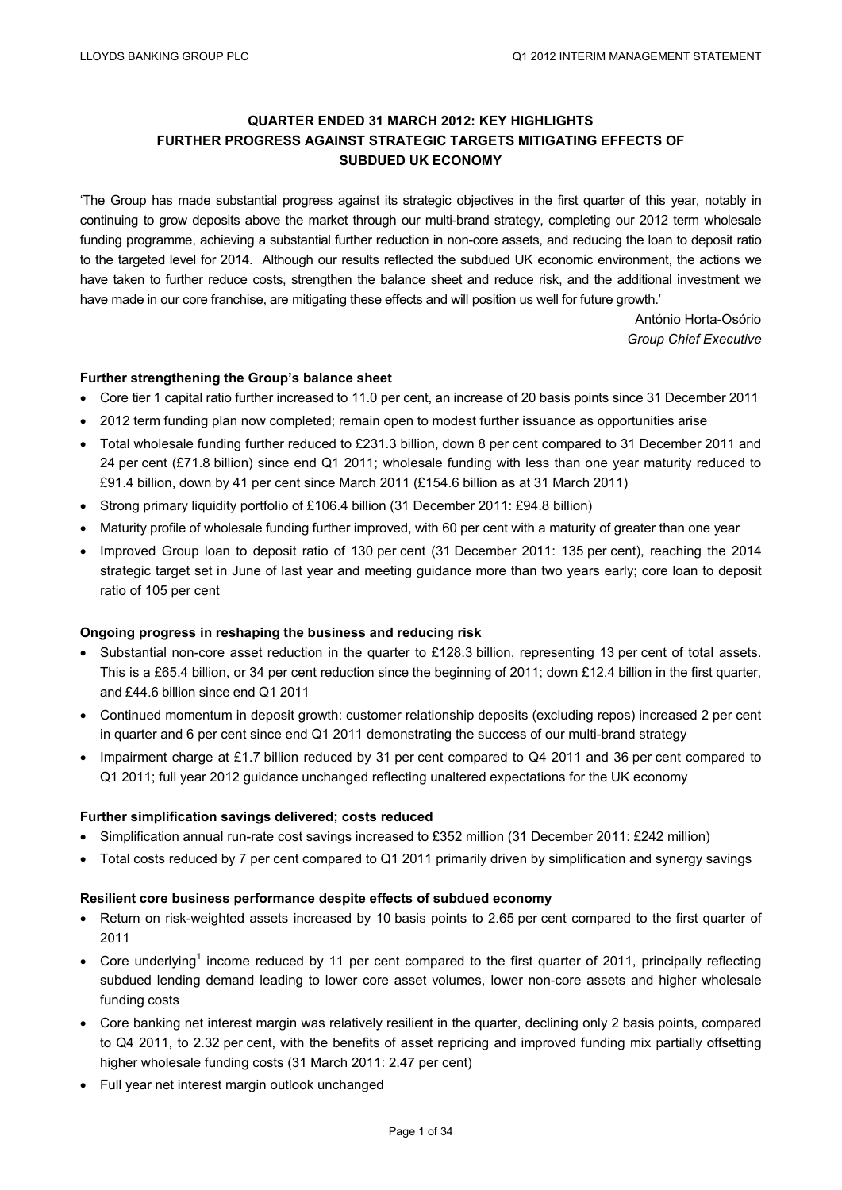## QUARTER ENDED 31 MARCH 2012: KEY HIGHLIGHTS
## FURTHER PROGRESS AGAINST STRATEGIC TARGETS MITIGATING EFFECTS OF SUBDUED UK ECONOMY

'The Group has made substantial progress against its strategic objectives in the first quarter of this year, notably in continuing to grow deposits above the market through our multi-brand strategy, completing our 2012 term wholesale funding programme, achieving a substantial further reduction in non-core assets, and reducing the loan to deposit ratio to the targeted level for 2014. Although our results reflected the subdued UK economic environment, the actions we have taken to further reduce costs, strengthen the balance sheet and reduce risk, and the additional investment we have made in our core franchise, are mitigating these effects and will position us well for future growth.'

António Horta-Osório
*Group Chief Executive*

**Further strengthening the Group's balance sheet**

- Core tier 1 capital ratio further increased to 11.0 per cent, an increase of 20 basis points since 31 December 2011
- 2012 term funding plan now completed; remain open to modest further issuance as opportunities arise
- Total wholesale funding further reduced to £231.3 billion, down 8 per cent compared to 31 December 2011 and 24 per cent (£71.8 billion) since end Q1 2011; wholesale funding with less than one year maturity reduced to £91.4 billion, down by 41 per cent since March 2011 (£154.6 billion as at 31 March 2011)
- Strong primary liquidity portfolio of £106.4 billion (31 December 2011: £94.8 billion)
- Maturity profile of wholesale funding further improved, with 60 per cent with a maturity of greater than one year
- Improved Group loan to deposit ratio of 130 per cent (31 December 2011: 135 per cent), reaching the 2014 strategic target set in June of last year and meeting guidance more than two years early; core loan to deposit ratio of 105 per cent

**Ongoing progress in reshaping the business and reducing risk**

- Substantial non-core asset reduction in the quarter to £128.3 billion, representing 13 per cent of total assets. This is a £65.4 billion, or 34 per cent reduction since the beginning of 2011; down £12.4 billion in the first quarter, and £44.6 billion since end Q1 2011
- Continued momentum in deposit growth: customer relationship deposits (excluding repos) increased 2 per cent in quarter and 6 per cent since end Q1 2011 demonstrating the success of our multi-brand strategy
- Impairment charge at £1.7 billion reduced by 31 per cent compared to Q4 2011 and 36 per cent compared to Q1 2011; full year 2012 guidance unchanged reflecting unaltered expectations for the UK economy

**Further simplification savings delivered; costs reduced**

- Simplification annual run-rate cost savings increased to £352 million (31 December 2011: £242 million)
- Total costs reduced by 7 per cent compared to Q1 2011 primarily driven by simplification and synergy savings

**Resilient core business performance despite effects of subdued economy**

- Return on risk-weighted assets increased by 10 basis points to 2.65 per cent compared to the first quarter of 2011
- Core underlying[1] income reduced by 11 per cent compared to the first quarter of 2011, principally reflecting subdued lending demand leading to lower core asset volumes, lower non-core assets and higher wholesale funding costs
- Core banking net interest margin was relatively resilient in the quarter, declining only 2 basis points, compared to Q4 2011, to 2.32 per cent, with the benefits of asset repricing and improved funding mix partially offsetting higher wholesale funding costs (31 March 2011: 2.47 per cent)
- Full year net interest margin outlook unchanged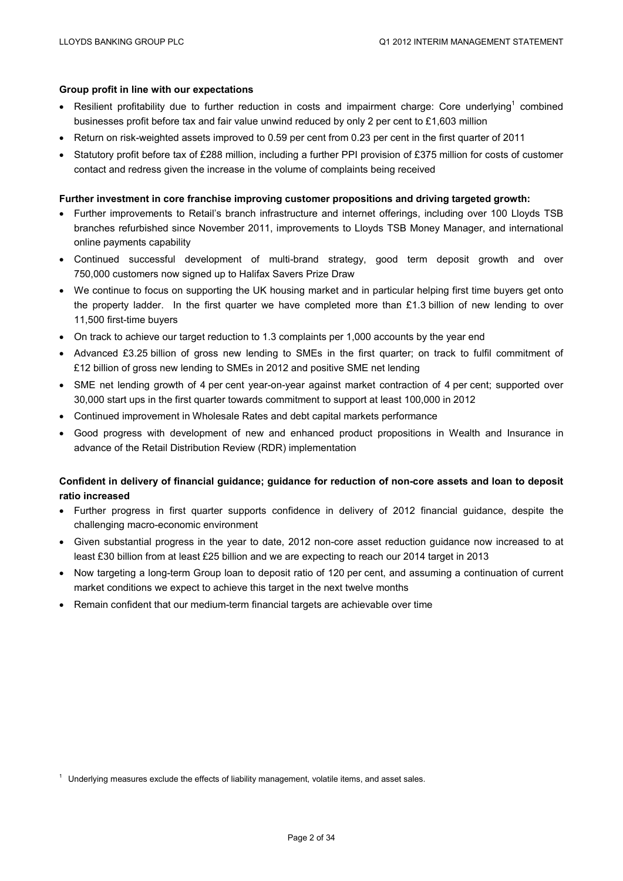**Group profit in line with our expectations**

- Resilient profitability due to further reduction in costs and impairment charge: Core underlying[1] combined businesses profit before tax and fair value unwind reduced by only 2 per cent to £1,603 million
- Return on risk-weighted assets improved to 0.59 per cent from 0.23 per cent in the first quarter of 2011
- Statutory profit before tax of £288 million, including a further PPI provision of £375 million for costs of customer contact and redress given the increase in the volume of complaints being received

**Further investment in core franchise improving customer propositions and driving targeted growth:**

- Further improvements to Retail's branch infrastructure and internet offerings, including over 100 Lloyds TSB branches refurbished since November 2011, improvements to Lloyds TSB Money Manager, and international online payments capability
- Continued successful development of multi-brand strategy, good term deposit growth and over 750,000 customers now signed up to Halifax Savers Prize Draw
- We continue to focus on supporting the UK housing market and in particular helping first time buyers get onto the property ladder. In the first quarter we have completed more than £1.3 billion of new lending to over 11,500 first-time buyers
- On track to achieve our target reduction to 1.3 complaints per 1,000 accounts by the year end
- Advanced £3.25 billion of gross new lending to SMEs in the first quarter; on track to fulfil commitment of £12 billion of gross new lending to SMEs in 2012 and positive SME net lending
- SME net lending growth of 4 per cent year-on-year against market contraction of 4 per cent; supported over 30,000 start ups in the first quarter towards commitment to support at least 100,000 in 2012
- Continued improvement in Wholesale Rates and debt capital markets performance
- Good progress with development of new and enhanced product propositions in Wealth and Insurance in advance of the Retail Distribution Review (RDR) implementation

**Confident in delivery of financial guidance; guidance for reduction of non-core assets and loan to deposit ratio increased**

- Further progress in first quarter supports confidence in delivery of 2012 financial guidance, despite the challenging macro-economic environment
- Given substantial progress in the year to date, 2012 non-core asset reduction guidance now increased to at least £30 billion from at least £25 billion and we are expecting to reach our 2014 target in 2013
- Now targeting a long-term Group loan to deposit ratio of 120 per cent, and assuming a continuation of current market conditions we expect to achieve this target in the next twelve months
- Remain confident that our medium-term financial targets are achievable over time

[1] Underlying measures exclude the effects of liability management, volatile items, and asset sales.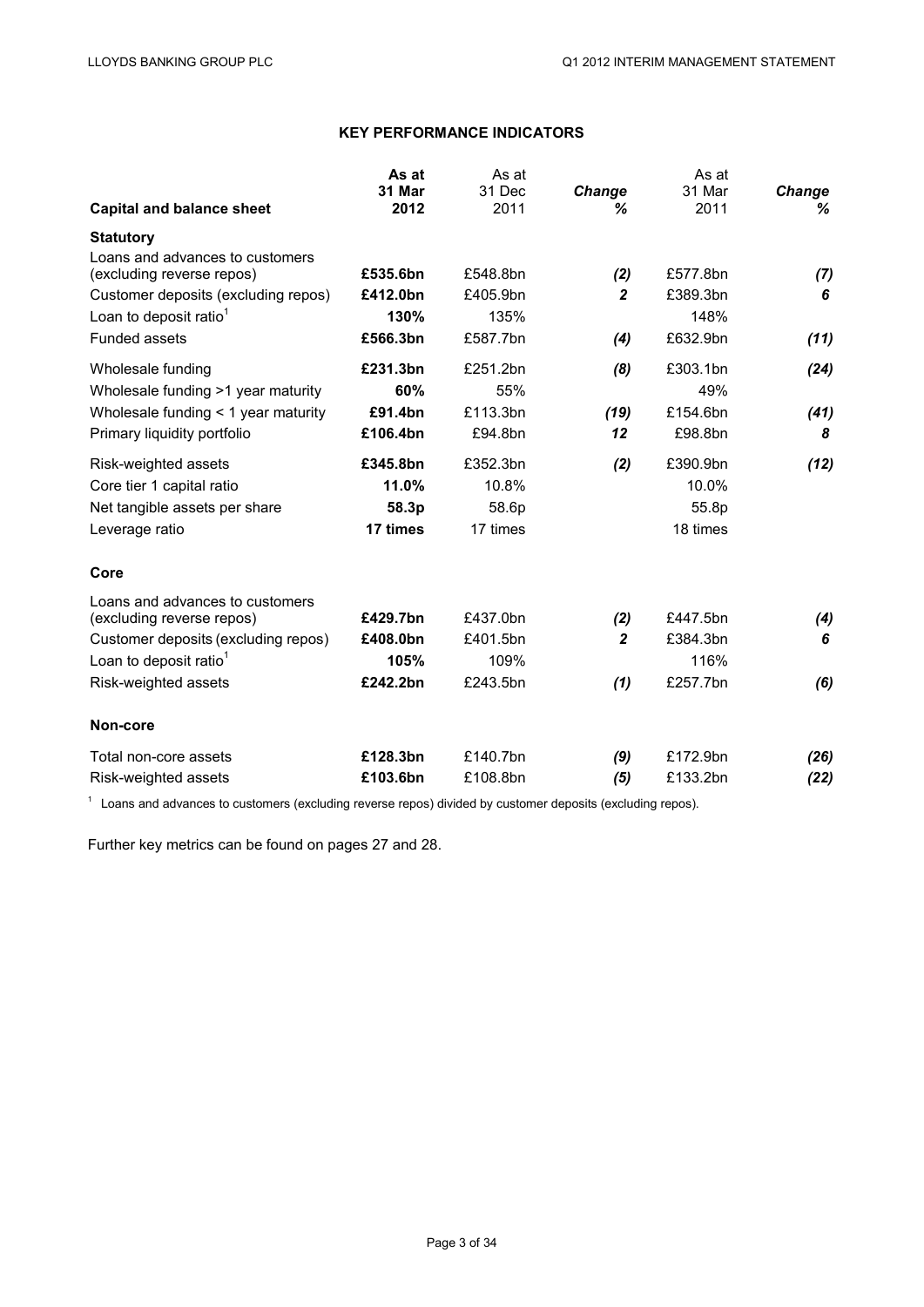## KEY PERFORMANCE INDICATORS

| Capital and balance sheet | As at 31 Mar 2012 | As at 31 Dec 2011 | Change % | As at 31 Mar 2011 | Change % |
|---|---|---|---|---|---|
| **Statutory** | | | | | |
| Loans and advances to customers (excluding reverse repos) | **£535.6bn** | £548.8bn | *(2)* | £577.8bn | *(7)* |
| Customer deposits (excluding repos) | **£412.0bn** | £405.9bn | *2* | £389.3bn | *6* |
| Loan to deposit ratio[1] | **130%** | 135% | | 148% | |
| Funded assets | **£566.3bn** | £587.7bn | *(4)* | £632.9bn | *(11)* |
| Wholesale funding | **£231.3bn** | £251.2bn | *(8)* | £303.1bn | *(24)* |
| Wholesale funding >1 year maturity | **60%** | 55% | | 49% | |
| Wholesale funding < 1 year maturity | **£91.4bn** | £113.3bn | *(19)* | £154.6bn | *(41)* |
| Primary liquidity portfolio | **£106.4bn** | £94.8bn | *12* | £98.8bn | *8* |
| Risk-weighted assets | **£345.8bn** | £352.3bn | *(2)* | £390.9bn | *(12)* |
| Core tier 1 capital ratio | **11.0%** | 10.8% | | 10.0% | |
| Net tangible assets per share | **58.3p** | 58.6p | | 55.8p | |
| Leverage ratio | **17 times** | 17 times | | 18 times | |
| **Core** | | | | | |
| Loans and advances to customers (excluding reverse repos) | **£429.7bn** | £437.0bn | *(2)* | £447.5bn | *(4)* |
| Customer deposits (excluding repos) | **£408.0bn** | £401.5bn | *2* | £384.3bn | *6* |
| Loan to deposit ratio[1] | **105%** | 109% | | 116% | |
| Risk-weighted assets | **£242.2bn** | £243.5bn | *(1)* | £257.7bn | *(6)* |
| **Non-core** | | | | | |
| Total non-core assets | **£128.3bn** | £140.7bn | *(9)* | £172.9bn | *(26)* |
| Risk-weighted assets | **£103.6bn** | £108.8bn | *(5)* | £133.2bn | *(22)* |

[1] Loans and advances to customers (excluding reverse repos) divided by customer deposits (excluding repos).

Further key metrics can be found on pages 27 and 28.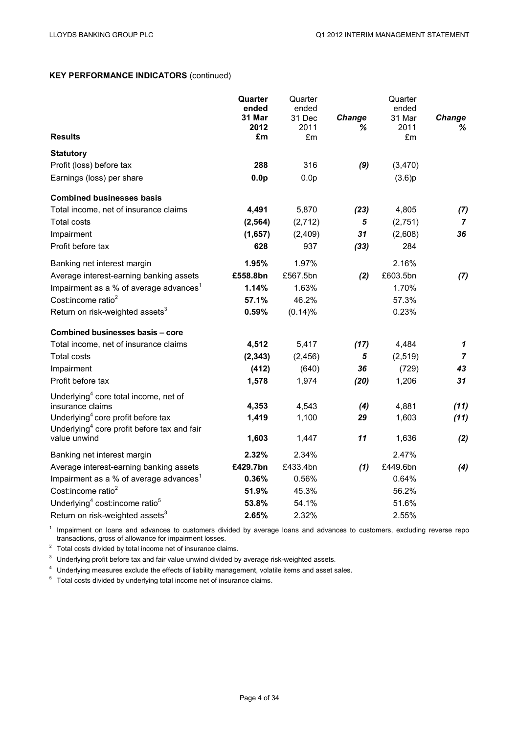## KEY PERFORMANCE INDICATORS (continued)

| Results | Quarter ended 31 Mar 2012 £m | Quarter ended 31 Dec 2011 £m | Change % | Quarter ended 31 Mar 2011 £m | Change % |
|---|---|---|---|---|---|
| **Statutory** | | | | | |
| Profit (loss) before tax | **288** | 316 | *(9)* | (3,470) | |
| Earnings (loss) per share | **0.0p** | 0.0p | | (3.6)p | |
| **Combined businesses basis** | | | | | |
| Total income, net of insurance claims | **4,491** | 5,870 | *(23)* | 4,805 | *(7)* |
| Total costs | **(2,564)** | (2,712) | *5* | (2,751) | *7* |
| Impairment | **(1,657)** | (2,409) | *31* | (2,608) | *36* |
| Profit before tax | **628** | 937 | *(33)* | 284 | |
| Banking net interest margin | **1.95%** | 1.97% | | 2.16% | |
| Average interest-earning banking assets | **£558.8bn** | £567.5bn | *(2)* | £603.5bn | *(7)* |
| Impairment as a % of average advances[1] | **1.14%** | 1.63% | | 1.70% | |
| Cost:income ratio[2] | **57.1%** | 46.2% | | 57.3% | |
| Return on risk-weighted assets[3] | **0.59%** | (0.14)% | | 0.23% | |
| **Combined businesses basis – core** | | | | | |
| Total income, net of insurance claims | **4,512** | 5,417 | *(17)* | 4,484 | *1* |
| Total costs | **(2,343)** | (2,456) | *5* | (2,519) | *7* |
| Impairment | **(412)** | (640) | *36* | (729) | *43* |
| Profit before tax | **1,578** | 1,974 | *(20)* | 1,206 | *31* |
| Underlying[4] core total income, net of insurance claims | **4,353** | 4,543 | *(4)* | 4,881 | *(11)* |
| Underlying[4] core profit before tax | **1,419** | 1,100 | *29* | 1,603 | *(11)* |
| Underlying[4] core profit before tax and fair value unwind | **1,603** | 1,447 | *11* | 1,636 | *(2)* |
| Banking net interest margin | **2.32%** | 2.34% | | 2.47% | |
| Average interest-earning banking assets | **£429.7bn** | £433.4bn | *(1)* | £449.6bn | *(4)* |
| Impairment as a % of average advances[1] | **0.36%** | 0.56% | | 0.64% | |
| Cost:income ratio[2] | **51.9%** | 45.3% | | 56.2% | |
| Underlying[4] cost:income ratio[5] | **53.8%** | 54.1% | | 51.6% | |
| Return on risk-weighted assets[3] | **2.65%** | 2.32% | | 2.55% | |

[1] Impairment on loans and advances to customers divided by average loans and advances to customers, excluding reverse repo transactions, gross of allowance for impairment losses.

[2] Total costs divided by total income net of insurance claims.

[3] Underlying profit before tax and fair value unwind divided by average risk-weighted assets.

[4] Underlying measures exclude the effects of liability management, volatile items and asset sales.

[5] Total costs divided by underlying total income net of insurance claims.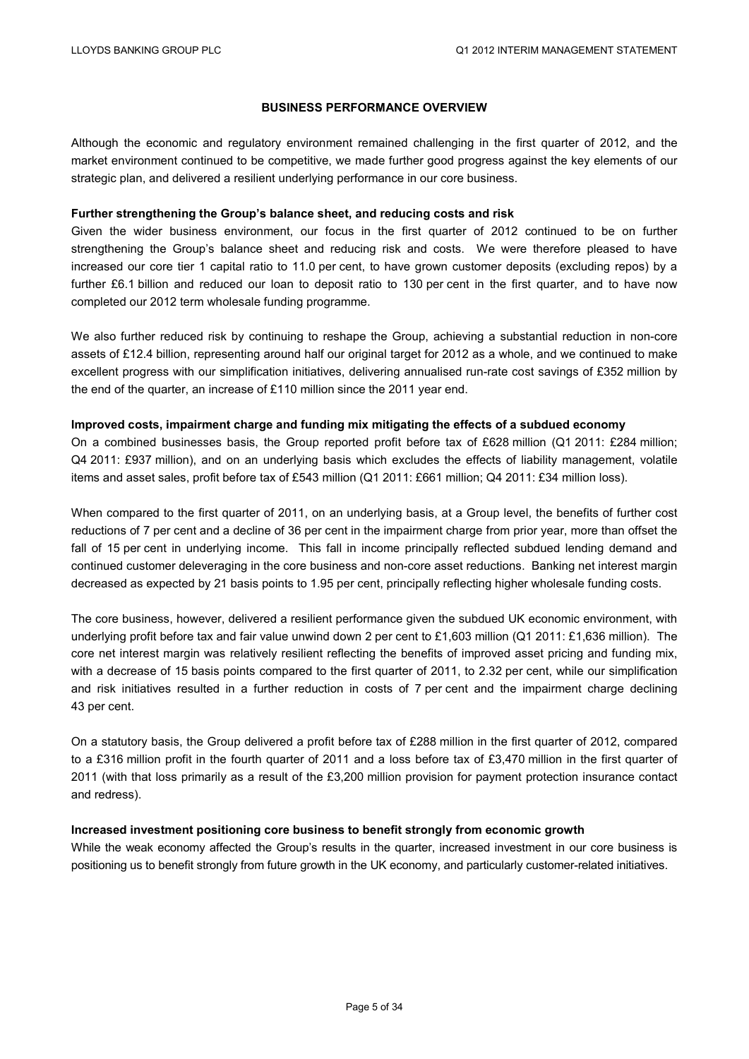## BUSINESS PERFORMANCE OVERVIEW

Although the economic and regulatory environment remained challenging in the first quarter of 2012, and the market environment continued to be competitive, we made further good progress against the key elements of our strategic plan, and delivered a resilient underlying performance in our core business.

**Further strengthening the Group's balance sheet, and reducing costs and risk**

Given the wider business environment, our focus in the first quarter of 2012 continued to be on further strengthening the Group's balance sheet and reducing risk and costs. We were therefore pleased to have increased our core tier 1 capital ratio to 11.0 per cent, to have grown customer deposits (excluding repos) by a further £6.1 billion and reduced our loan to deposit ratio to 130 per cent in the first quarter, and to have now completed our 2012 term wholesale funding programme.

We also further reduced risk by continuing to reshape the Group, achieving a substantial reduction in non-core assets of £12.4 billion, representing around half our original target for 2012 as a whole, and we continued to make excellent progress with our simplification initiatives, delivering annualised run-rate cost savings of £352 million by the end of the quarter, an increase of £110 million since the 2011 year end.

**Improved costs, impairment charge and funding mix mitigating the effects of a subdued economy**

On a combined businesses basis, the Group reported profit before tax of £628 million (Q1 2011: £284 million; Q4 2011: £937 million), and on an underlying basis which excludes the effects of liability management, volatile items and asset sales, profit before tax of £543 million (Q1 2011: £661 million; Q4 2011: £34 million loss).

When compared to the first quarter of 2011, on an underlying basis, at a Group level, the benefits of further cost reductions of 7 per cent and a decline of 36 per cent in the impairment charge from prior year, more than offset the fall of 15 per cent in underlying income. This fall in income principally reflected subdued lending demand and continued customer deleveraging in the core business and non-core asset reductions. Banking net interest margin decreased as expected by 21 basis points to 1.95 per cent, principally reflecting higher wholesale funding costs.

The core business, however, delivered a resilient performance given the subdued UK economic environment, with underlying profit before tax and fair value unwind down 2 per cent to £1,603 million (Q1 2011: £1,636 million). The core net interest margin was relatively resilient reflecting the benefits of improved asset pricing and funding mix, with a decrease of 15 basis points compared to the first quarter of 2011, to 2.32 per cent, while our simplification and risk initiatives resulted in a further reduction in costs of 7 per cent and the impairment charge declining 43 per cent.

On a statutory basis, the Group delivered a profit before tax of £288 million in the first quarter of 2012, compared to a £316 million profit in the fourth quarter of 2011 and a loss before tax of £3,470 million in the first quarter of 2011 (with that loss primarily as a result of the £3,200 million provision for payment protection insurance contact and redress).

**Increased investment positioning core business to benefit strongly from economic growth**

While the weak economy affected the Group's results in the quarter, increased investment in our core business is positioning us to benefit strongly from future growth in the UK economy, and particularly customer-related initiatives.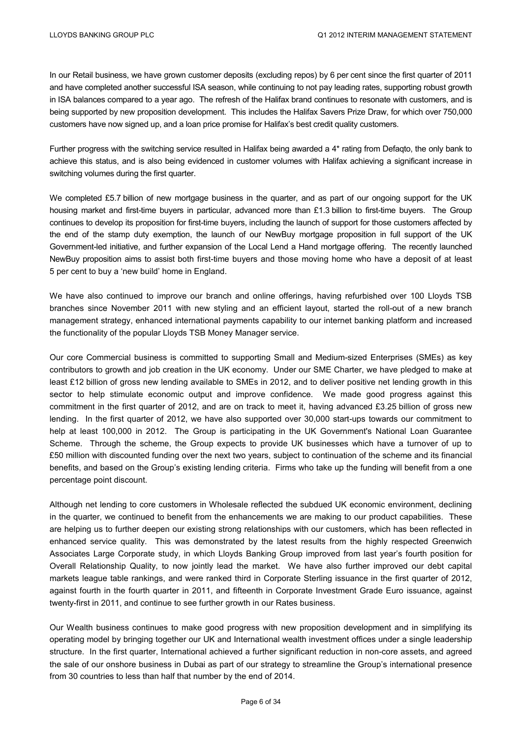In our Retail business, we have grown customer deposits (excluding repos) by 6 per cent since the first quarter of 2011 and have completed another successful ISA season, while continuing to not pay leading rates, supporting robust growth in ISA balances compared to a year ago. The refresh of the Halifax brand continues to resonate with customers, and is being supported by new proposition development. This includes the Halifax Savers Prize Draw, for which over 750,000 customers have now signed up, and a loan price promise for Halifax's best credit quality customers.

Further progress with the switching service resulted in Halifax being awarded a 4* rating from Defaqto, the only bank to achieve this status, and is also being evidenced in customer volumes with Halifax achieving a significant increase in switching volumes during the first quarter.

We completed £5.7 billion of new mortgage business in the quarter, and as part of our ongoing support for the UK housing market and first-time buyers in particular, advanced more than £1.3 billion to first-time buyers. The Group continues to develop its proposition for first-time buyers, including the launch of support for those customers affected by the end of the stamp duty exemption, the launch of our NewBuy mortgage proposition in full support of the UK Government-led initiative, and further expansion of the Local Lend a Hand mortgage offering. The recently launched NewBuy proposition aims to assist both first-time buyers and those moving home who have a deposit of at least 5 per cent to buy a 'new build' home in England.

We have also continued to improve our branch and online offerings, having refurbished over 100 Lloyds TSB branches since November 2011 with new styling and an efficient layout, started the roll-out of a new branch management strategy, enhanced international payments capability to our internet banking platform and increased the functionality of the popular Lloyds TSB Money Manager service.

Our core Commercial business is committed to supporting Small and Medium-sized Enterprises (SMEs) as key contributors to growth and job creation in the UK economy. Under our SME Charter, we have pledged to make at least £12 billion of gross new lending available to SMEs in 2012, and to deliver positive net lending growth in this sector to help stimulate economic output and improve confidence. We made good progress against this commitment in the first quarter of 2012, and are on track to meet it, having advanced £3.25 billion of gross new lending. In the first quarter of 2012, we have also supported over 30,000 start-ups towards our commitment to help at least 100,000 in 2012. The Group is participating in the UK Government's National Loan Guarantee Scheme. Through the scheme, the Group expects to provide UK businesses which have a turnover of up to £50 million with discounted funding over the next two years, subject to continuation of the scheme and its financial benefits, and based on the Group's existing lending criteria. Firms who take up the funding will benefit from a one percentage point discount.

Although net lending to core customers in Wholesale reflected the subdued UK economic environment, declining in the quarter, we continued to benefit from the enhancements we are making to our product capabilities. These are helping us to further deepen our existing strong relationships with our customers, which has been reflected in enhanced service quality. This was demonstrated by the latest results from the highly respected Greenwich Associates Large Corporate study, in which Lloyds Banking Group improved from last year's fourth position for Overall Relationship Quality, to now jointly lead the market. We have also further improved our debt capital markets league table rankings, and were ranked third in Corporate Sterling issuance in the first quarter of 2012, against fourth in the fourth quarter in 2011, and fifteenth in Corporate Investment Grade Euro issuance, against twenty-first in 2011, and continue to see further growth in our Rates business.

Our Wealth business continues to make good progress with new proposition development and in simplifying its operating model by bringing together our UK and International wealth investment offices under a single leadership structure. In the first quarter, International achieved a further significant reduction in non-core assets, and agreed the sale of our onshore business in Dubai as part of our strategy to streamline the Group's international presence from 30 countries to less than half that number by the end of 2014.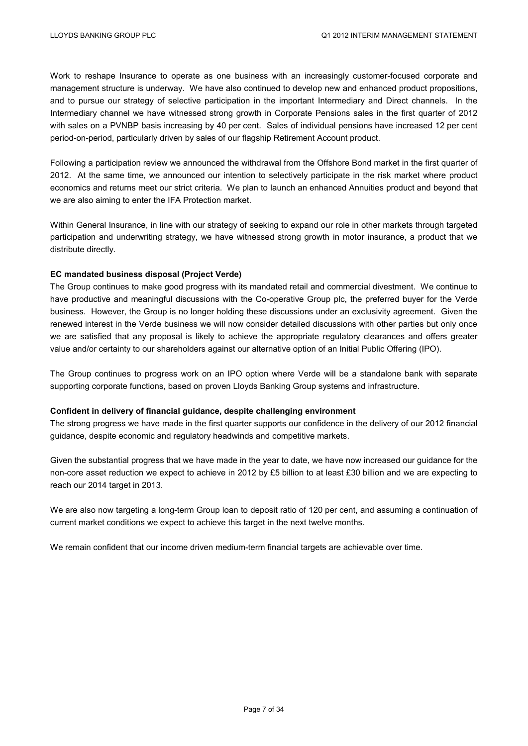Work to reshape Insurance to operate as one business with an increasingly customer-focused corporate and management structure is underway. We have also continued to develop new and enhanced product propositions, and to pursue our strategy of selective participation in the important Intermediary and Direct channels. In the Intermediary channel we have witnessed strong growth in Corporate Pensions sales in the first quarter of 2012 with sales on a PVNBP basis increasing by 40 per cent. Sales of individual pensions have increased 12 per cent period-on-period, particularly driven by sales of our flagship Retirement Account product.

Following a participation review we announced the withdrawal from the Offshore Bond market in the first quarter of 2012. At the same time, we announced our intention to selectively participate in the risk market where product economics and returns meet our strict criteria. We plan to launch an enhanced Annuities product and beyond that we are also aiming to enter the IFA Protection market.

Within General Insurance, in line with our strategy of seeking to expand our role in other markets through targeted participation and underwriting strategy, we have witnessed strong growth in motor insurance, a product that we distribute directly.

**EC mandated business disposal (Project Verde)**

The Group continues to make good progress with its mandated retail and commercial divestment. We continue to have productive and meaningful discussions with the Co-operative Group plc, the preferred buyer for the Verde business. However, the Group is no longer holding these discussions under an exclusivity agreement. Given the renewed interest in the Verde business we will now consider detailed discussions with other parties but only once we are satisfied that any proposal is likely to achieve the appropriate regulatory clearances and offers greater value and/or certainty to our shareholders against our alternative option of an Initial Public Offering (IPO).

The Group continues to progress work on an IPO option where Verde will be a standalone bank with separate supporting corporate functions, based on proven Lloyds Banking Group systems and infrastructure.

**Confident in delivery of financial guidance, despite challenging environment**

The strong progress we have made in the first quarter supports our confidence in the delivery of our 2012 financial guidance, despite economic and regulatory headwinds and competitive markets.

Given the substantial progress that we have made in the year to date, we have now increased our guidance for the non-core asset reduction we expect to achieve in 2012 by £5 billion to at least £30 billion and we are expecting to reach our 2014 target in 2013.

We are also now targeting a long-term Group loan to deposit ratio of 120 per cent, and assuming a continuation of current market conditions we expect to achieve this target in the next twelve months.

We remain confident that our income driven medium-term financial targets are achievable over time.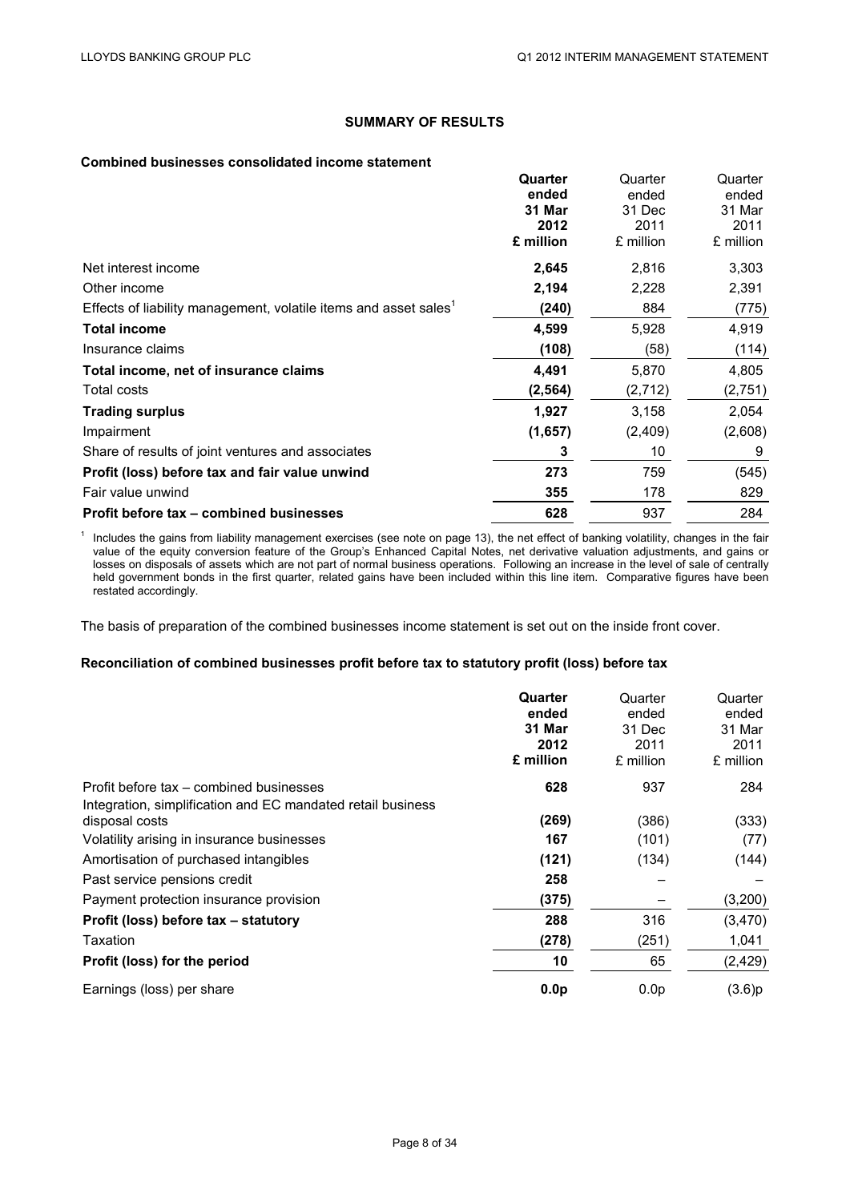## SUMMARY OF RESULTS

### Combined businesses consolidated income statement

| | **Quarter ended 31 Mar 2012 £ million** | Quarter ended 31 Dec 2011 £ million | Quarter ended 31 Mar 2011 £ million |
|---|---|---|---|
| Net interest income | **2,645** | 2,816 | 3,303 |
| Other income | **2,194** | 2,228 | 2,391 |
| Effects of liability management, volatile items and asset sales[1] | **(240)** | 884 | (775) |
| **Total income** | **4,599** | 5,928 | 4,919 |
| Insurance claims | **(108)** | (58) | (114) |
| **Total income, net of insurance claims** | **4,491** | 5,870 | 4,805 |
| Total costs | **(2,564)** | (2,712) | (2,751) |
| **Trading surplus** | **1,927** | 3,158 | 2,054 |
| Impairment | **(1,657)** | (2,409) | (2,608) |
| Share of results of joint ventures and associates | **3** | 10 | 9 |
| **Profit (loss) before tax and fair value unwind** | **273** | 759 | (545) |
| Fair value unwind | **355** | 178 | 829 |
| **Profit before tax – combined businesses** | **628** | 937 | 284 |

[1] Includes the gains from liability management exercises (see note on page 13), the net effect of banking volatility, changes in the fair value of the equity conversion feature of the Group's Enhanced Capital Notes, net derivative valuation adjustments, and gains or losses on disposals of assets which are not part of normal business operations. Following an increase in the level of sale of centrally held government bonds in the first quarter, related gains have been included within this line item. Comparative figures have been restated accordingly.

The basis of preparation of the combined businesses income statement is set out on the inside front cover.

### Reconciliation of combined businesses profit before tax to statutory profit (loss) before tax

| | **Quarter ended 31 Mar 2012 £ million** | Quarter ended 31 Dec 2011 £ million | Quarter ended 31 Mar 2011 £ million |
|---|---|---|---|
| Profit before tax – combined businesses | **628** | 937 | 284 |
| Integration, simplification and EC mandated retail business disposal costs | **(269)** | (386) | (333) |
| Volatility arising in insurance businesses | **167** | (101) | (77) |
| Amortisation of purchased intangibles | **(121)** | (134) | (144) |
| Past service pensions credit | **258** | – | – |
| Payment protection insurance provision | **(375)** | – | (3,200) |
| **Profit (loss) before tax – statutory** | **288** | 316 | (3,470) |
| Taxation | **(278)** | (251) | 1,041 |
| **Profit (loss) for the period** | **10** | 65 | (2,429) |
| Earnings (loss) per share | **0.0p** | 0.0p | (3.6)p |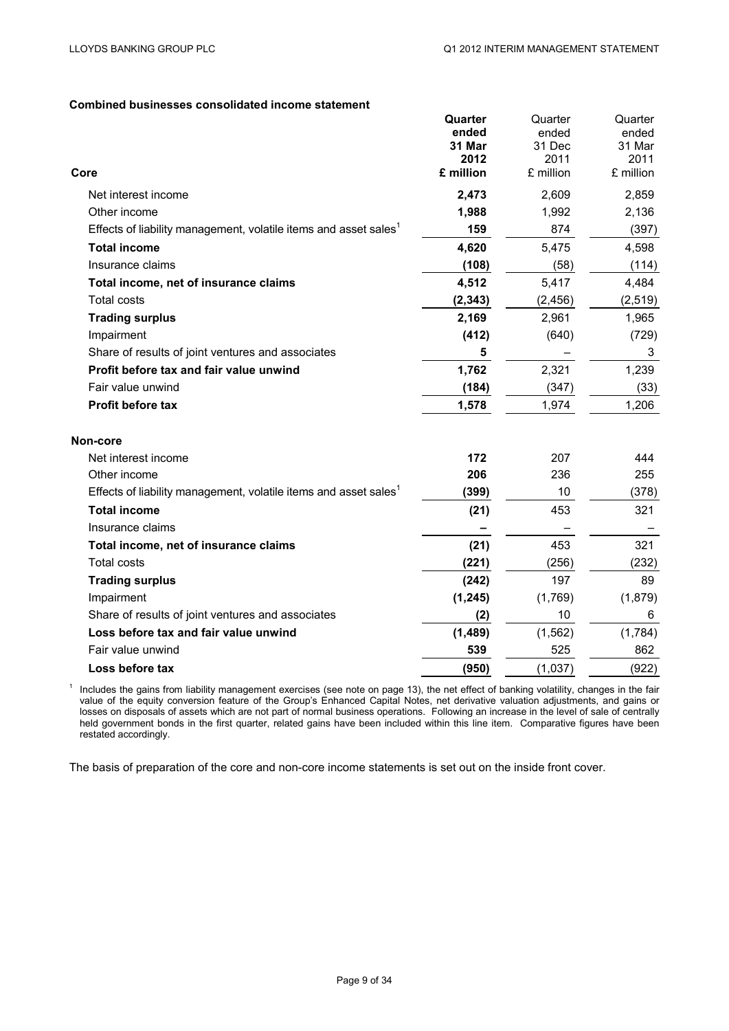**Combined businesses consolidated income statement**

| Core | Quarter ended 31 Mar 2012 £ million | Quarter ended 31 Dec 2011 £ million | Quarter ended 31 Mar 2011 £ million |
|---|---|---|---|
| Net interest income | **2,473** | 2,609 | 2,859 |
| Other income | **1,988** | 1,992 | 2,136 |
| Effects of liability management, volatile items and asset sales[1] | **159** | 874 | (397) |
| **Total income** | **4,620** | 5,475 | 4,598 |
| Insurance claims | **(108)** | (58) | (114) |
| **Total income, net of insurance claims** | **4,512** | 5,417 | 4,484 |
| Total costs | **(2,343)** | (2,456) | (2,519) |
| **Trading surplus** | **2,169** | 2,961 | 1,965 |
| Impairment | **(412)** | (640) | (729) |
| Share of results of joint ventures and associates | **5** | – | 3 |
| **Profit before tax and fair value unwind** | **1,762** | 2,321 | 1,239 |
| Fair value unwind | **(184)** | (347) | (33) |
| **Profit before tax** | **1,578** | 1,974 | 1,206 |
| | | | |
| **Non-core** | | | |
| Net interest income | **172** | 207 | 444 |
| Other income | **206** | 236 | 255 |
| Effects of liability management, volatile items and asset sales[1] | **(399)** | 10 | (378) |
| **Total income** | **(21)** | 453 | 321 |
| Insurance claims | **–** | – | – |
| **Total income, net of insurance claims** | **(21)** | 453 | 321 |
| Total costs | **(221)** | (256) | (232) |
| **Trading surplus** | **(242)** | 197 | 89 |
| Impairment | **(1,245)** | (1,769) | (1,879) |
| Share of results of joint ventures and associates | **(2)** | 10 | 6 |
| **Loss before tax and fair value unwind** | **(1,489)** | (1,562) | (1,784) |
| Fair value unwind | **539** | 525 | 862 |
| **Loss before tax** | **(950)** | (1,037) | (922) |

[1] Includes the gains from liability management exercises (see note on page 13), the net effect of banking volatility, changes in the fair value of the equity conversion feature of the Group's Enhanced Capital Notes, net derivative valuation adjustments, and gains or losses on disposals of assets which are not part of normal business operations. Following an increase in the level of sale of centrally held government bonds in the first quarter, related gains have been included within this line item. Comparative figures have been restated accordingly.

The basis of preparation of the core and non-core income statements is set out on the inside front cover.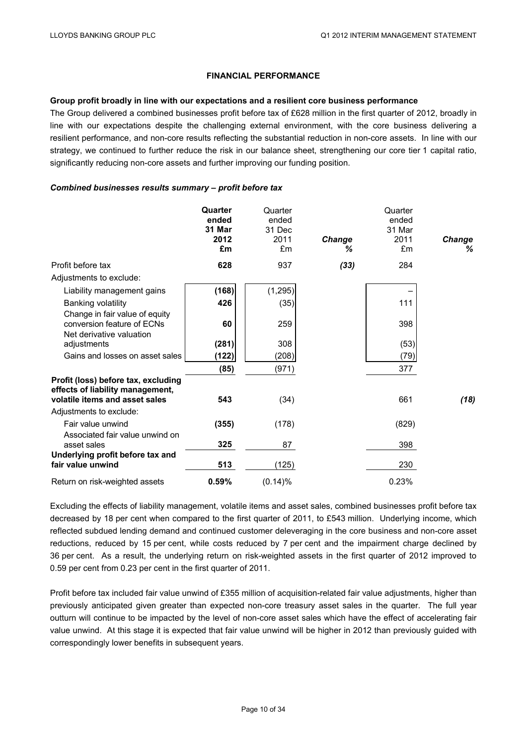## FINANCIAL PERFORMANCE

**Group profit broadly in line with our expectations and a resilient core business performance**

The Group delivered a combined businesses profit before tax of £628 million in the first quarter of 2012, broadly in line with our expectations despite the challenging external environment, with the core business delivering a resilient performance, and non-core results reflecting the substantial reduction in non-core assets. In line with our strategy, we continued to further reduce the risk in our balance sheet, strengthening our core tier 1 capital ratio, significantly reducing non-core assets and further improving our funding position.

***Combined businesses results summary – profit before tax***

| | **Quarter ended 31 Mar 2012 £m** | Quarter ended 31 Dec 2011 £m | ***Change %*** | Quarter ended 31 Mar 2011 £m | ***Change %*** |
|---|---|---|---|---|---|
| Profit before tax | **628** | 937 | ***(33)*** | 284 | |
| Adjustments to exclude: | | | | | |
| Liability management gains | **(168)** | (1,295) | | – | |
| Banking volatility | **426** | (35) | | 111 | |
| Change in fair value of equity conversion feature of ECNs | **60** | 259 | | 398 | |
| Net derivative valuation adjustments | **(281)** | 308 | | (53) | |
| Gains and losses on asset sales | **(122)** | (208) | | (79) | |
| | **(85)** | (971) | | 377 | |
| **Profit (loss) before tax, excluding effects of liability management, volatile items and asset sales** | **543** | (34) | | 661 | ***(18)*** |
| Adjustments to exclude: | | | | | |
| Fair value unwind | **(355)** | (178) | | (829) | |
| Associated fair value unwind on asset sales | **325** | 87 | | 398 | |
| **Underlying profit before tax and fair value unwind** | **513** | (125) | | 230 | |
| Return on risk-weighted assets | **0.59%** | (0.14)% | | 0.23% | |

Excluding the effects of liability management, volatile items and asset sales, combined businesses profit before tax decreased by 18 per cent when compared to the first quarter of 2011, to £543 million. Underlying income, which reflected subdued lending demand and continued customer deleveraging in the core business and non-core asset reductions, reduced by 15 per cent, while costs reduced by 7 per cent and the impairment charge declined by 36 per cent. As a result, the underlying return on risk-weighted assets in the first quarter of 2012 improved to 0.59 per cent from 0.23 per cent in the first quarter of 2011.

Profit before tax included fair value unwind of £355 million of acquisition-related fair value adjustments, higher than previously anticipated given greater than expected non-core treasury asset sales in the quarter. The full year outturn will continue to be impacted by the level of non-core asset sales which have the effect of accelerating fair value unwind. At this stage it is expected that fair value unwind will be higher in 2012 than previously guided with correspondingly lower benefits in subsequent years.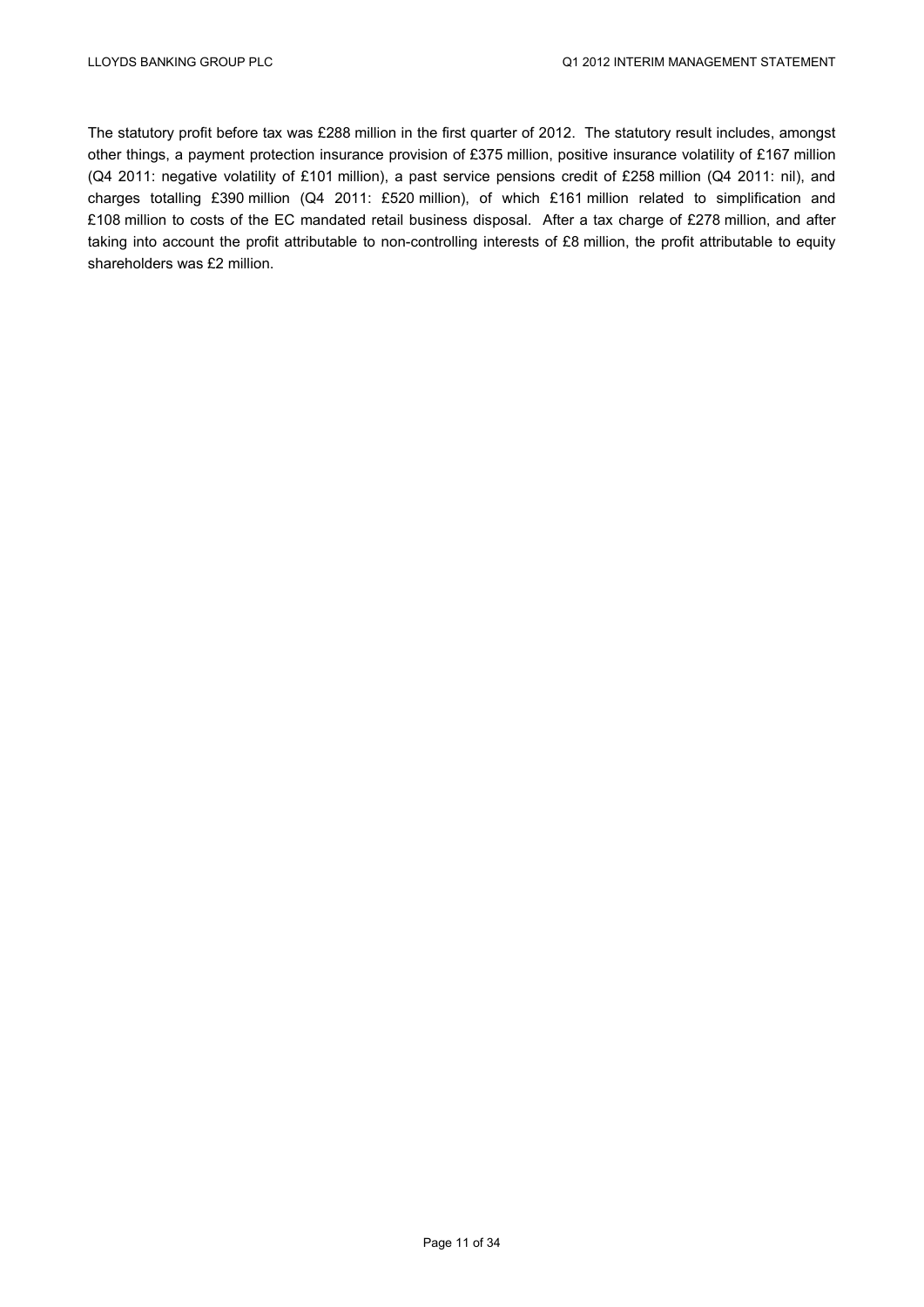The statutory profit before tax was £288 million in the first quarter of 2012. The statutory result includes, amongst other things, a payment protection insurance provision of £375 million, positive insurance volatility of £167 million (Q4 2011: negative volatility of £101 million), a past service pensions credit of £258 million (Q4 2011: nil), and charges totalling £390 million (Q4 2011: £520 million), of which £161 million related to simplification and £108 million to costs of the EC mandated retail business disposal. After a tax charge of £278 million, and after taking into account the profit attributable to non-controlling interests of £8 million, the profit attributable to equity shareholders was £2 million.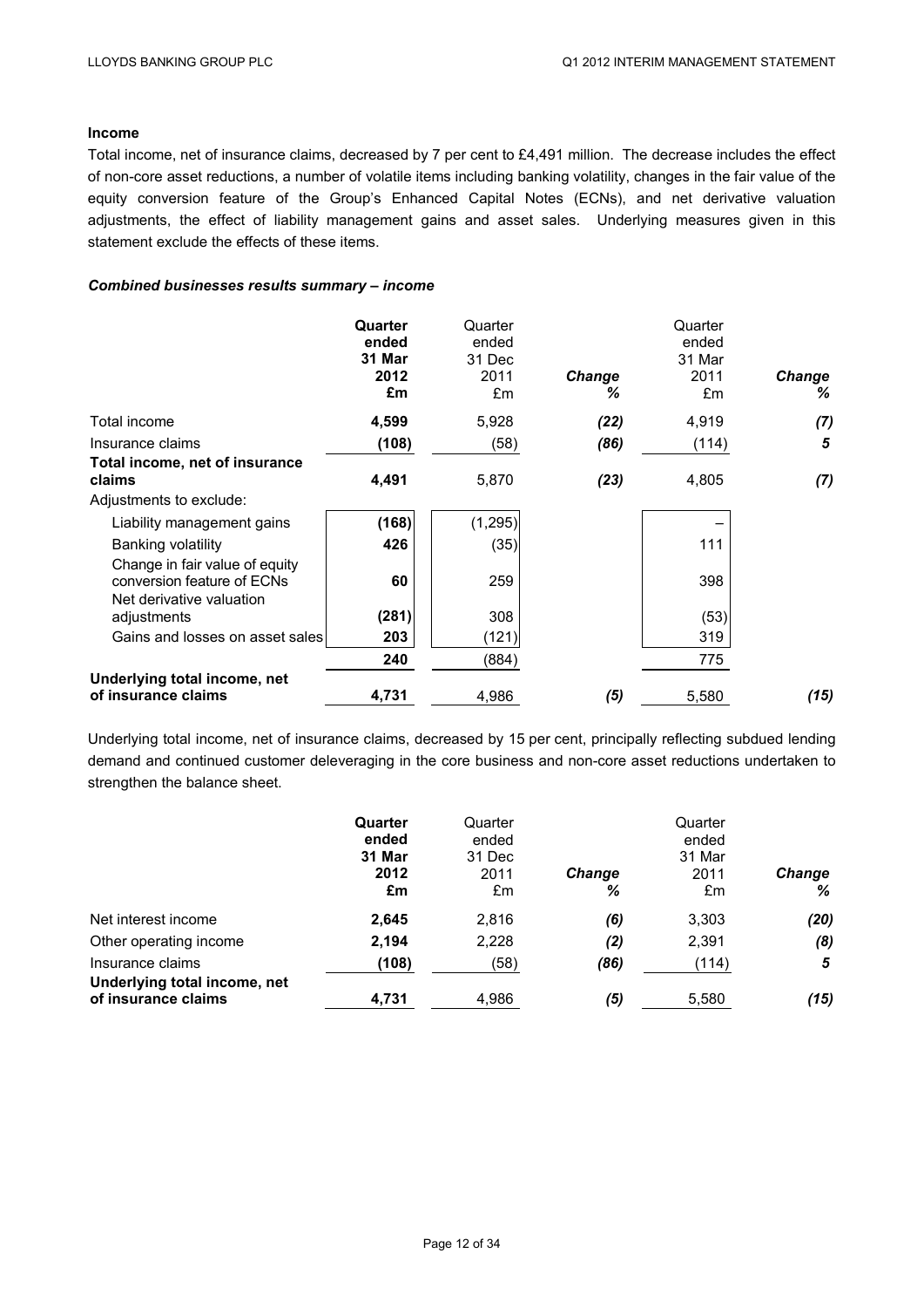## Income

Total income, net of insurance claims, decreased by 7 per cent to £4,491 million. The decrease includes the effect of non-core asset reductions, a number of volatile items including banking volatility, changes in the fair value of the equity conversion feature of the Group's Enhanced Capital Notes (ECNs), and net derivative valuation adjustments, the effect of liability management gains and asset sales. Underlying measures given in this statement exclude the effects of these items.

### *Combined businesses results summary – income*

| | **Quarter ended 31 Mar 2012 £m** | Quarter ended 31 Dec 2011 £m | ***Change %*** | Quarter ended 31 Mar 2011 £m | ***Change %*** |
|---|---|---|---|---|---|
| Total income | **4,599** | 5,928 | ***(22)*** | 4,919 | ***(7)*** |
| Insurance claims | **(108)** | (58) | ***(86)*** | (114) | ***5*** |
| **Total income, net of insurance claims** | **4,491** | 5,870 | ***(23)*** | 4,805 | ***(7)*** |
| Adjustments to exclude: | | | | | |
| Liability management gains | **(168)** | (1,295) | | – | |
| Banking volatility | **426** | (35) | | 111 | |
| Change in fair value of equity conversion feature of ECNs | **60** | 259 | | 398 | |
| Net derivative valuation adjustments | **(281)** | 308 | | (53) | |
| Gains and losses on asset sales | **203** | (121) | | 319 | |
| | **240** | (884) | | 775 | |
| **Underlying total income, net of insurance claims** | **4,731** | 4,986 | ***(5)*** | 5,580 | ***(15)*** |

Underlying total income, net of insurance claims, decreased by 15 per cent, principally reflecting subdued lending demand and continued customer deleveraging in the core business and non-core asset reductions undertaken to strengthen the balance sheet.

| | **Quarter ended 31 Mar 2012 £m** | Quarter ended 31 Dec 2011 £m | ***Change %*** | Quarter ended 31 Mar 2011 £m | ***Change %*** |
|---|---|---|---|---|---|
| Net interest income | **2,645** | 2,816 | ***(6)*** | 3,303 | ***(20)*** |
| Other operating income | **2,194** | 2,228 | ***(2)*** | 2,391 | ***(8)*** |
| Insurance claims | **(108)** | (58) | ***(86)*** | (114) | ***5*** |
| **Underlying total income, net of insurance claims** | **4,731** | 4,986 | ***(5)*** | 5,580 | ***(15)*** |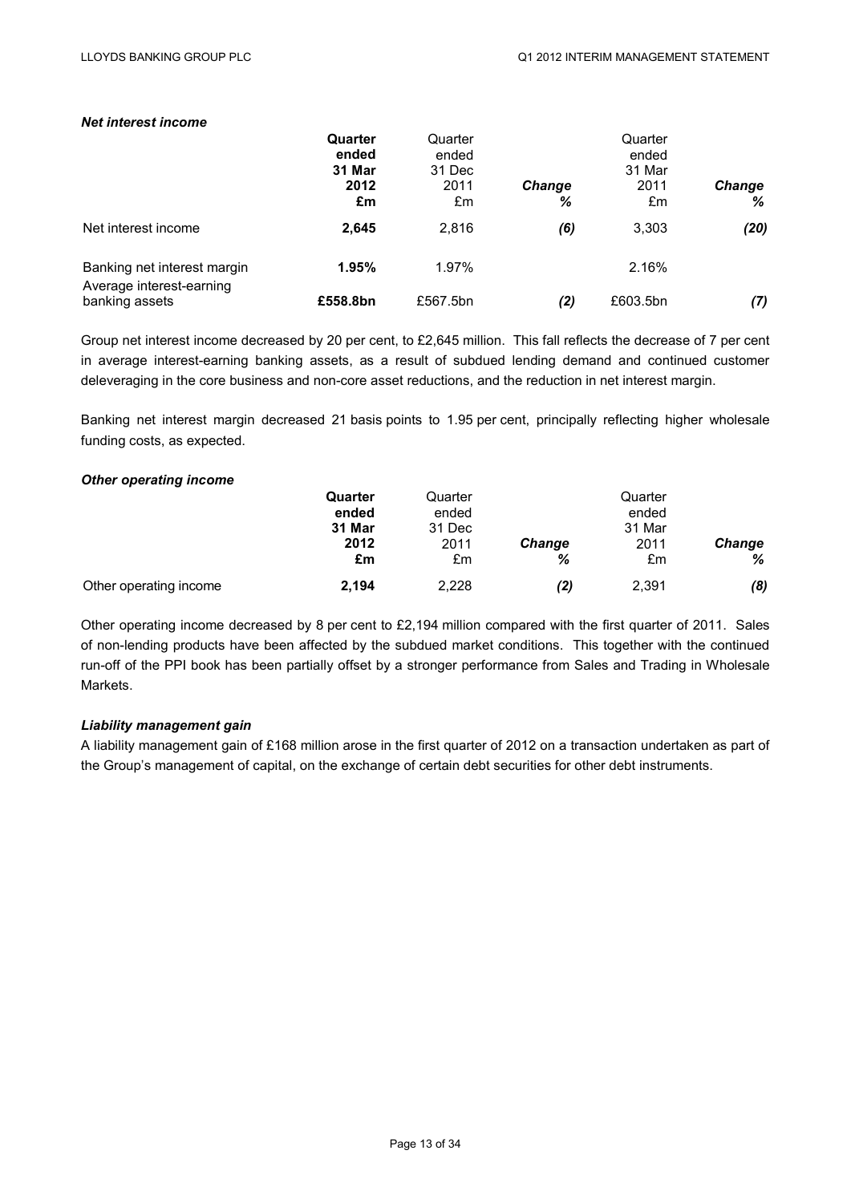***Net interest income***

| | **Quarter ended 31 Mar 2012 £m** | Quarter ended 31 Dec 2011 £m | ***Change %*** | Quarter ended 31 Mar 2011 £m | ***Change %*** |
|---|---|---|---|---|---|
| Net interest income | **2,645** | 2,816 | ***(6)*** | 3,303 | ***(20)*** |
| Banking net interest margin | **1.95%** | 1.97% | | 2.16% | |
| Average interest-earning banking assets | **£558.8bn** | £567.5bn | ***(2)*** | £603.5bn | ***(7)*** |

Group net interest income decreased by 20 per cent, to £2,645 million. This fall reflects the decrease of 7 per cent in average interest-earning banking assets, as a result of subdued lending demand and continued customer deleveraging in the core business and non-core asset reductions, and the reduction in net interest margin.

Banking net interest margin decreased 21 basis points to 1.95 per cent, principally reflecting higher wholesale funding costs, as expected.

***Other operating income***

| | **Quarter ended 31 Mar 2012 £m** | Quarter ended 31 Dec 2011 £m | ***Change %*** | Quarter ended 31 Mar 2011 £m | ***Change %*** |
|---|---|---|---|---|---|
| Other operating income | **2,194** | 2,228 | ***(2)*** | 2,391 | ***(8)*** |

Other operating income decreased by 8 per cent to £2,194 million compared with the first quarter of 2011. Sales of non-lending products have been affected by the subdued market conditions. This together with the continued run-off of the PPI book has been partially offset by a stronger performance from Sales and Trading in Wholesale Markets.

***Liability management gain***

A liability management gain of £168 million arose in the first quarter of 2012 on a transaction undertaken as part of the Group's management of capital, on the exchange of certain debt securities for other debt instruments.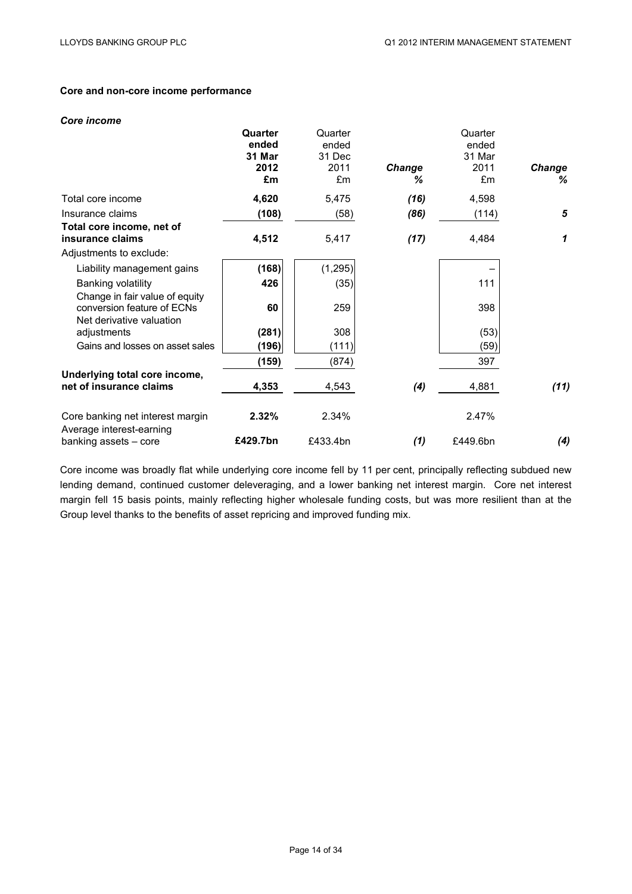**Core and non-core income performance**

***Core income***

| | **Quarter ended 31 Mar 2012 £m** | Quarter ended 31 Dec 2011 £m | ***Change %*** | Quarter ended 31 Mar 2011 £m | ***Change %*** |
|---|---|---|---|---|---|
| Total core income | **4,620** | 5,475 | ***(16)*** | 4,598 | |
| Insurance claims | **(108)** | (58) | ***(86)*** | (114) | ***5*** |
| **Total core income, net of insurance claims** | **4,512** | 5,417 | ***(17)*** | 4,484 | ***1*** |
| Adjustments to exclude: | | | | | |
| Liability management gains | **(168)** | (1,295) | | – | |
| Banking volatility | **426** | (35) | | 111 | |
| Change in fair value of equity conversion feature of ECNs | **60** | 259 | | 398 | |
| Net derivative valuation adjustments | **(281)** | 308 | | (53) | |
| Gains and losses on asset sales | **(196)** | (111) | | (59) | |
| | **(159)** | (874) | | 397 | |
| **Underlying total core income, net of insurance claims** | **4,353** | 4,543 | ***(4)*** | 4,881 | ***(11)*** |
| | | | | | |
| Core banking net interest margin | **2.32%** | 2.34% | | 2.47% | |
| Average interest-earning banking assets – core | **£429.7bn** | £433.4bn | ***(1)*** | £449.6bn | ***(4)*** |

Core income was broadly flat while underlying core income fell by 11 per cent, principally reflecting subdued new lending demand, continued customer deleveraging, and a lower banking net interest margin. Core net interest margin fell 15 basis points, mainly reflecting higher wholesale funding costs, but was more resilient than at the Group level thanks to the benefits of asset repricing and improved funding mix.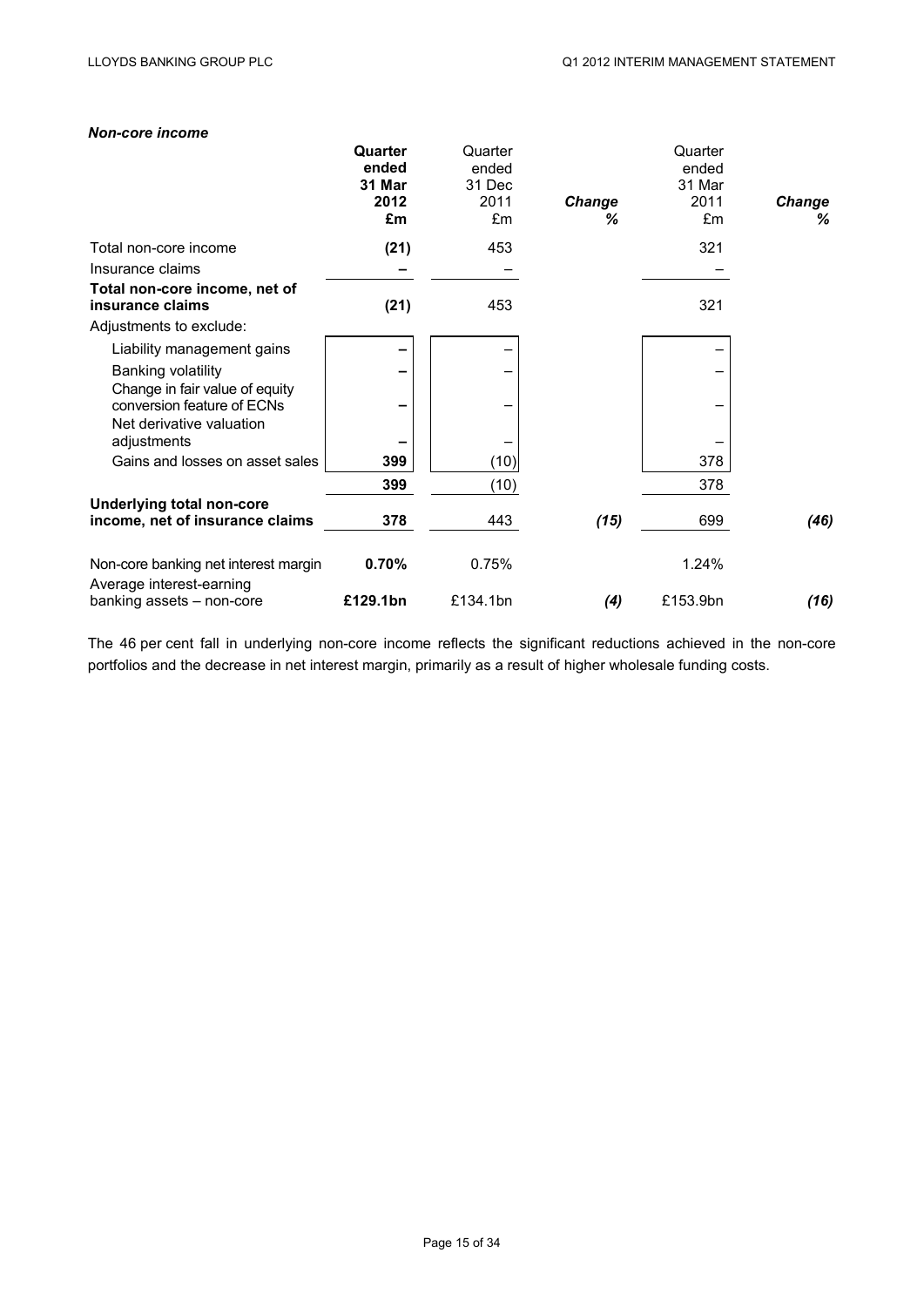***Non-core income***

| | **Quarter ended 31 Mar 2012 £m** | Quarter ended 31 Dec 2011 £m | ***Change %*** | Quarter ended 31 Mar 2011 £m | ***Change %*** |
|---|---|---|---|---|---|
| Total non-core income | **(21)** | 453 | | 321 | |
| Insurance claims | **–** | – | | – | |
| **Total non-core income, net of insurance claims** | **(21)** | 453 | | 321 | |
| Adjustments to exclude: | | | | | |
| Liability management gains | **–** | – | | – | |
| Banking volatility | **–** | – | | – | |
| Change in fair value of equity conversion feature of ECNs | **–** | – | | – | |
| Net derivative valuation adjustments | **–** | – | | – | |
| Gains and losses on asset sales | **399** | (10) | | 378 | |
| | **399** | (10) | | 378 | |
| **Underlying total non-core income, net of insurance claims** | **378** | 443 | ***(15)*** | 699 | ***(46)*** |
| | | | | | |
| Non-core banking net interest margin | **0.70%** | 0.75% | | 1.24% | |
| Average interest-earning banking assets – non-core | **£129.1bn** | £134.1bn | ***(4)*** | £153.9bn | ***(16)*** |

The 46 per cent fall in underlying non-core income reflects the significant reductions achieved in the non-core portfolios and the decrease in net interest margin, primarily as a result of higher wholesale funding costs.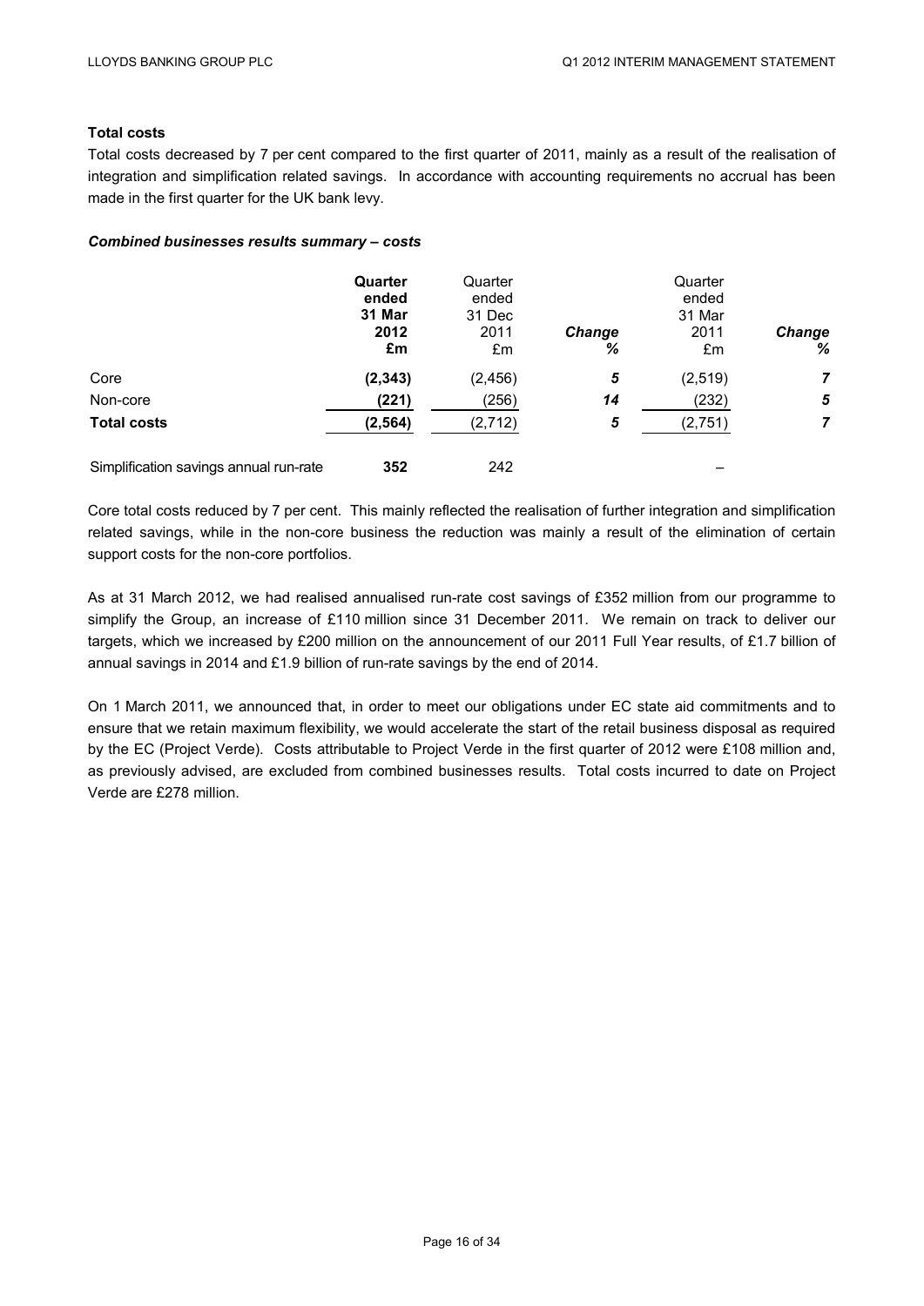**Total costs**

Total costs decreased by 7 per cent compared to the first quarter of 2011, mainly as a result of the realisation of integration and simplification related savings. In accordance with accounting requirements no accrual has been made in the first quarter for the UK bank levy.

***Combined businesses results summary – costs***

| | **Quarter ended 31 Mar 2012 £m** | Quarter ended 31 Dec 2011 £m | ***Change %*** | Quarter ended 31 Mar 2011 £m | ***Change %*** |
|---|---|---|---|---|---|
| Core | **(2,343)** | (2,456) | ***5*** | (2,519) | ***7*** |
| Non-core | **(221)** | (256) | ***14*** | (232) | ***5*** |
| **Total costs** | **(2,564)** | (2,712) | ***5*** | (2,751) | ***7*** |
| | | | | | |
| Simplification savings annual run-rate | **352** | 242 | | – | |

Core total costs reduced by 7 per cent. This mainly reflected the realisation of further integration and simplification related savings, while in the non-core business the reduction was mainly a result of the elimination of certain support costs for the non-core portfolios.

As at 31 March 2012, we had realised annualised run-rate cost savings of £352 million from our programme to simplify the Group, an increase of £110 million since 31 December 2011. We remain on track to deliver our targets, which we increased by £200 million on the announcement of our 2011 Full Year results, of £1.7 billion of annual savings in 2014 and £1.9 billion of run-rate savings by the end of 2014.

On 1 March 2011, we announced that, in order to meet our obligations under EC state aid commitments and to ensure that we retain maximum flexibility, we would accelerate the start of the retail business disposal as required by the EC (Project Verde). Costs attributable to Project Verde in the first quarter of 2012 were £108 million and, as previously advised, are excluded from combined businesses results. Total costs incurred to date on Project Verde are £278 million.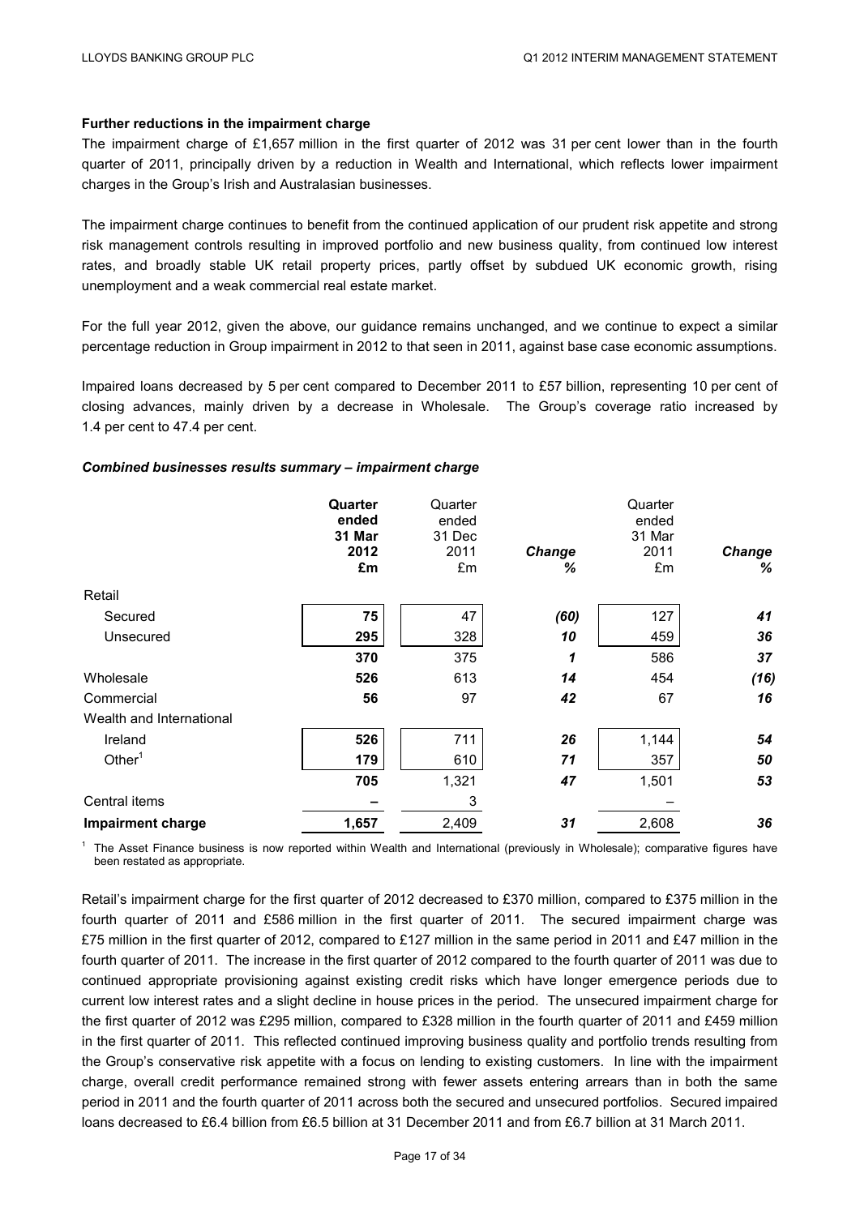**Further reductions in the impairment charge**

The impairment charge of £1,657 million in the first quarter of 2012 was 31 per cent lower than in the fourth quarter of 2011, principally driven by a reduction in Wealth and International, which reflects lower impairment charges in the Group's Irish and Australasian businesses.

The impairment charge continues to benefit from the continued application of our prudent risk appetite and strong risk management controls resulting in improved portfolio and new business quality, from continued low interest rates, and broadly stable UK retail property prices, partly offset by subdued UK economic growth, rising unemployment and a weak commercial real estate market.

For the full year 2012, given the above, our guidance remains unchanged, and we continue to expect a similar percentage reduction in Group impairment in 2012 to that seen in 2011, against base case economic assumptions.

Impaired loans decreased by 5 per cent compared to December 2011 to £57 billion, representing 10 per cent of closing advances, mainly driven by a decrease in Wholesale. The Group's coverage ratio increased by 1.4 per cent to 47.4 per cent.

***Combined businesses results summary – impairment charge***

| | **Quarter ended 31 Mar 2012 £m** | Quarter ended 31 Dec 2011 £m | ***Change %*** | Quarter ended 31 Mar 2011 £m | ***Change %*** |
|---|---|---|---|---|---|
| Retail | | | | | |
| Secured | **75** | 47 | ***(60)*** | 127 | ***41*** |
| Unsecured | **295** | 328 | ***10*** | 459 | ***36*** |
| | **370** | 375 | ***1*** | 586 | ***37*** |
| Wholesale | **526** | 613 | ***14*** | 454 | ***(16)*** |
| Commercial | **56** | 97 | ***42*** | 67 | ***16*** |
| Wealth and International | | | | | |
| Ireland | **526** | 711 | ***26*** | 1,144 | ***54*** |
| Other[1] | **179** | 610 | ***71*** | 357 | ***50*** |
| | **705** | 1,321 | ***47*** | 1,501 | ***53*** |
| Central items | **–** | 3 | | – | |
| **Impairment charge** | **1,657** | 2,409 | ***31*** | 2,608 | ***36*** |

[1] The Asset Finance business is now reported within Wealth and International (previously in Wholesale); comparative figures have been restated as appropriate.

Retail's impairment charge for the first quarter of 2012 decreased to £370 million, compared to £375 million in the fourth quarter of 2011 and £586 million in the first quarter of 2011. The secured impairment charge was £75 million in the first quarter of 2012, compared to £127 million in the same period in 2011 and £47 million in the fourth quarter of 2011. The increase in the first quarter of 2012 compared to the fourth quarter of 2011 was due to continued appropriate provisioning against existing credit risks which have longer emergence periods due to current low interest rates and a slight decline in house prices in the period. The unsecured impairment charge for the first quarter of 2012 was £295 million, compared to £328 million in the fourth quarter of 2011 and £459 million in the first quarter of 2011. This reflected continued improving business quality and portfolio trends resulting from the Group's conservative risk appetite with a focus on lending to existing customers. In line with the impairment charge, overall credit performance remained strong with fewer assets entering arrears than in both the same period in 2011 and the fourth quarter of 2011 across both the secured and unsecured portfolios. Secured impaired loans decreased to £6.4 billion from £6.5 billion at 31 December 2011 and from £6.7 billion at 31 March 2011.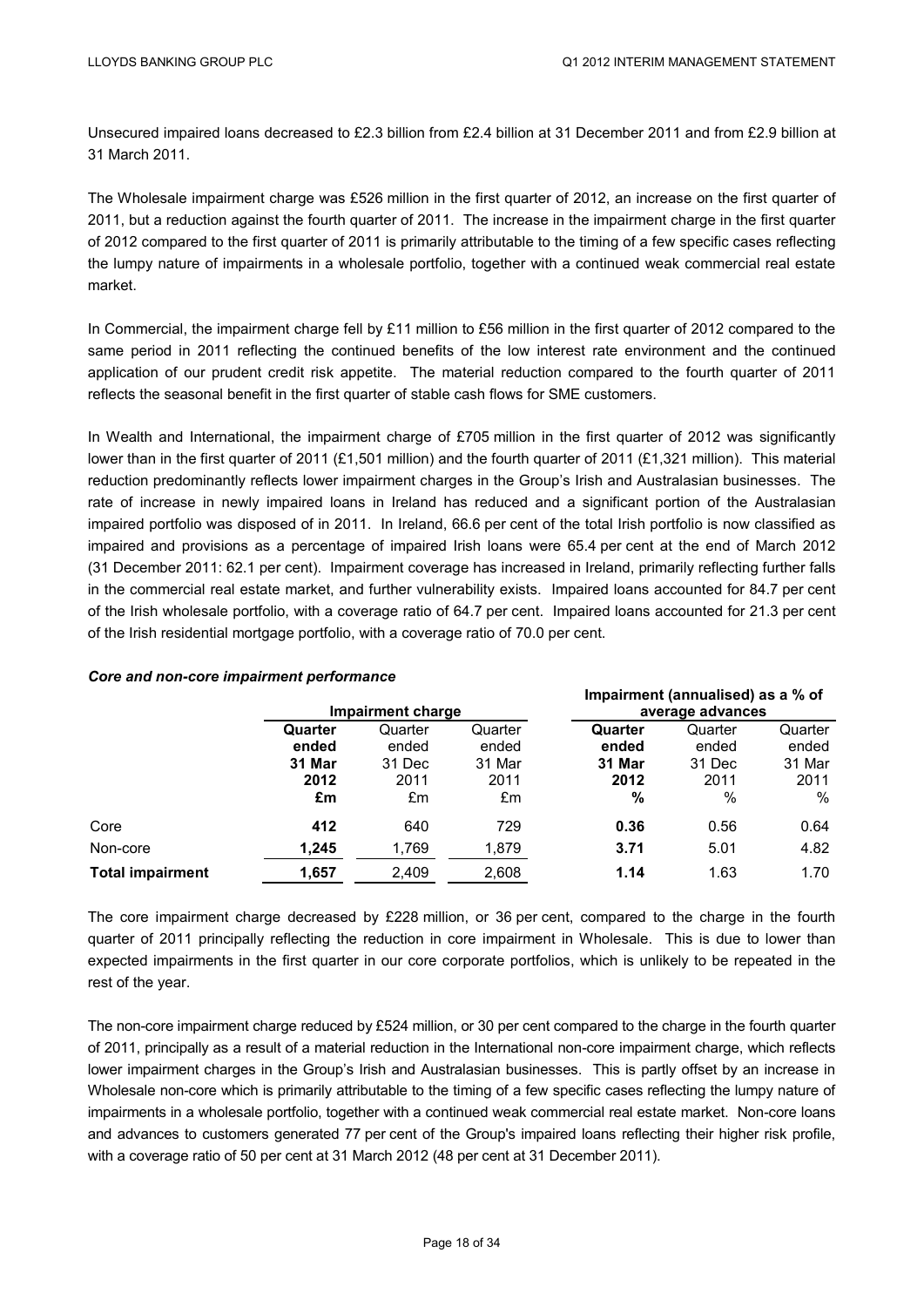Unsecured impaired loans decreased to £2.3 billion from £2.4 billion at 31 December 2011 and from £2.9 billion at 31 March 2011.

The Wholesale impairment charge was £526 million in the first quarter of 2012, an increase on the first quarter of 2011, but a reduction against the fourth quarter of 2011. The increase in the impairment charge in the first quarter of 2012 compared to the first quarter of 2011 is primarily attributable to the timing of a few specific cases reflecting the lumpy nature of impairments in a wholesale portfolio, together with a continued weak commercial real estate market.

In Commercial, the impairment charge fell by £11 million to £56 million in the first quarter of 2012 compared to the same period in 2011 reflecting the continued benefits of the low interest rate environment and the continued application of our prudent credit risk appetite. The material reduction compared to the fourth quarter of 2011 reflects the seasonal benefit in the first quarter of stable cash flows for SME customers.

In Wealth and International, the impairment charge of £705 million in the first quarter of 2012 was significantly lower than in the first quarter of 2011 (£1,501 million) and the fourth quarter of 2011 (£1,321 million). This material reduction predominantly reflects lower impairment charges in the Group's Irish and Australasian businesses. The rate of increase in newly impaired loans in Ireland has reduced and a significant portion of the Australasian impaired portfolio was disposed of in 2011. In Ireland, 66.6 per cent of the total Irish portfolio is now classified as impaired and provisions as a percentage of impaired Irish loans were 65.4 per cent at the end of March 2012 (31 December 2011: 62.1 per cent). Impairment coverage has increased in Ireland, primarily reflecting further falls in the commercial real estate market, and further vulnerability exists. Impaired loans accounted for 84.7 per cent of the Irish wholesale portfolio, with a coverage ratio of 64.7 per cent. Impaired loans accounted for 21.3 per cent of the Irish residential mortgage portfolio, with a coverage ratio of 70.0 per cent.

***Core and non-core impairment performance***

| | **Impairment charge** | | | **Impairment (annualised) as a % of average advances** | | |
|---|---|---|---|---|---|---|
| | **Quarter ended 31 Mar 2012 £m** | Quarter ended 31 Dec 2011 £m | Quarter ended 31 Mar 2011 £m | **Quarter ended 31 Mar 2012 %** | Quarter ended 31 Dec 2011 % | Quarter ended 31 Mar 2011 % |
| Core | **412** | 640 | 729 | **0.36** | 0.56 | 0.64 |
| Non-core | **1,245** | 1,769 | 1,879 | **3.71** | 5.01 | 4.82 |
| **Total impairment** | **1,657** | 2,409 | 2,608 | **1.14** | 1.63 | 1.70 |

The core impairment charge decreased by £228 million, or 36 per cent, compared to the charge in the fourth quarter of 2011 principally reflecting the reduction in core impairment in Wholesale. This is due to lower than expected impairments in the first quarter in our core corporate portfolios, which is unlikely to be repeated in the rest of the year.

The non-core impairment charge reduced by £524 million, or 30 per cent compared to the charge in the fourth quarter of 2011, principally as a result of a material reduction in the International non-core impairment charge, which reflects lower impairment charges in the Group's Irish and Australasian businesses. This is partly offset by an increase in Wholesale non-core which is primarily attributable to the timing of a few specific cases reflecting the lumpy nature of impairments in a wholesale portfolio, together with a continued weak commercial real estate market. Non-core loans and advances to customers generated 77 per cent of the Group's impaired loans reflecting their higher risk profile, with a coverage ratio of 50 per cent at 31 March 2012 (48 per cent at 31 December 2011).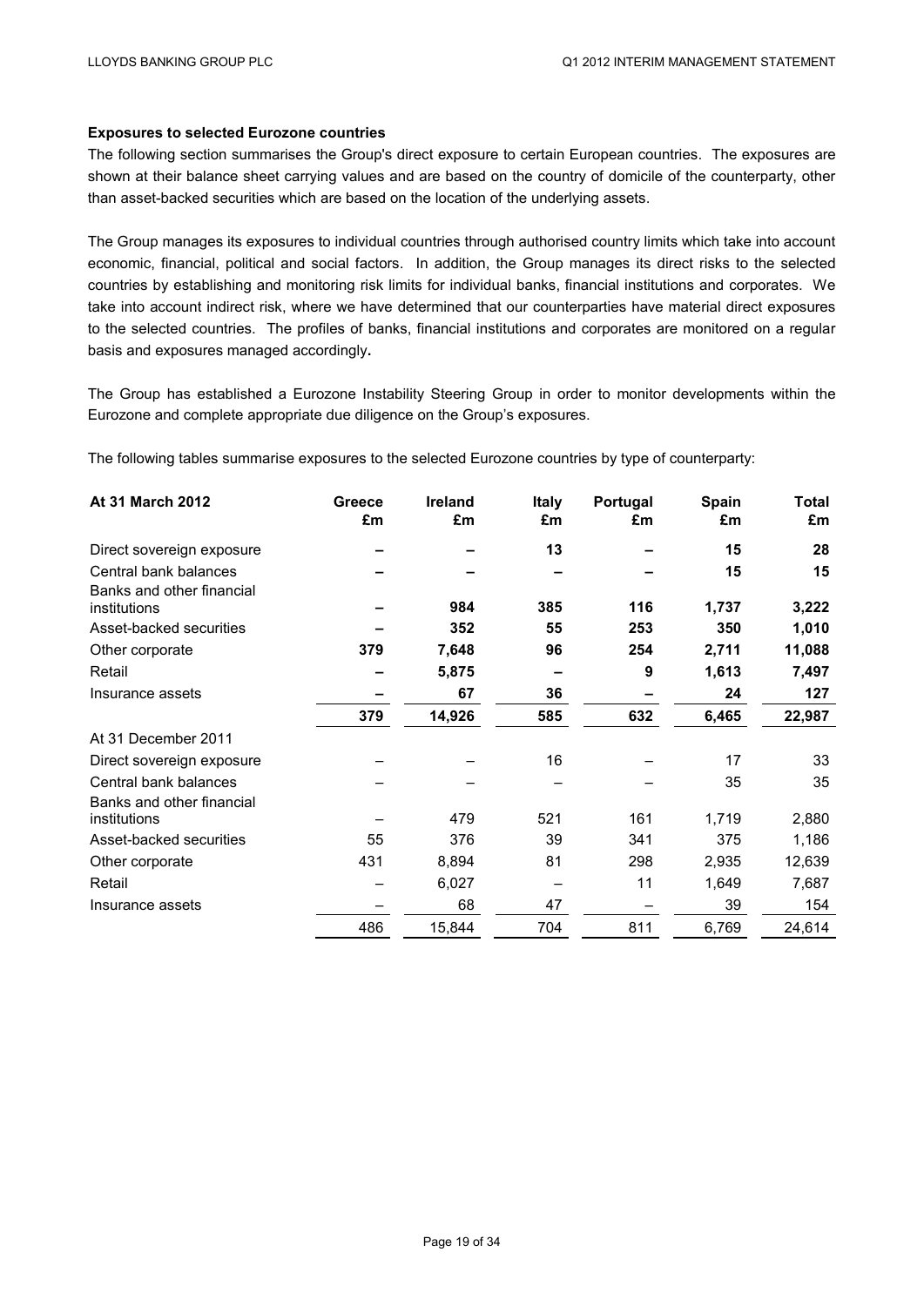**Exposures to selected Eurozone countries**

The following section summarises the Group's direct exposure to certain European countries. The exposures are shown at their balance sheet carrying values and are based on the country of domicile of the counterparty, other than asset-backed securities which are based on the location of the underlying assets.

The Group manages its exposures to individual countries through authorised country limits which take into account economic, financial, political and social factors. In addition, the Group manages its direct risks to the selected countries by establishing and monitoring risk limits for individual banks, financial institutions and corporates. We take into account indirect risk, where we have determined that our counterparties have material direct exposures to the selected countries. The profiles of banks, financial institutions and corporates are monitored on a regular basis and exposures managed accordingly**.**

The Group has established a Eurozone Instability Steering Group in order to monitor developments within the Eurozone and complete appropriate due diligence on the Group's exposures.

The following tables summarise exposures to the selected Eurozone countries by type of counterparty:

| **At 31 March 2012** | **Greece £m** | **Ireland £m** | **Italy £m** | **Portugal £m** | **Spain £m** | **Total £m** |
|---|---|---|---|---|---|---|
| Direct sovereign exposure | **–** | **–** | **13** | **–** | **15** | **28** |
| Central bank balances | **–** | **–** | **–** | **–** | **15** | **15** |
| Banks and other financial institutions | **–** | **984** | **385** | **116** | **1,737** | **3,222** |
| Asset-backed securities | **–** | **352** | **55** | **253** | **350** | **1,010** |
| Other corporate | **379** | **7,648** | **96** | **254** | **2,711** | **11,088** |
| Retail | **–** | **5,875** | **–** | **9** | **1,613** | **7,497** |
| Insurance assets | **–** | **67** | **36** | **–** | **24** | **127** |
| | **379** | **14,926** | **585** | **632** | **6,465** | **22,987** |
| At 31 December 2011 | | | | | | |
| Direct sovereign exposure | – | – | 16 | – | 17 | 33 |
| Central bank balances | – | – | – | – | 35 | 35 |
| Banks and other financial institutions | – | 479 | 521 | 161 | 1,719 | 2,880 |
| Asset-backed securities | 55 | 376 | 39 | 341 | 375 | 1,186 |
| Other corporate | 431 | 8,894 | 81 | 298 | 2,935 | 12,639 |
| Retail | – | 6,027 | – | 11 | 1,649 | 7,687 |
| Insurance assets | – | 68 | 47 | – | 39 | 154 |
| | 486 | 15,844 | 704 | 811 | 6,769 | 24,614 |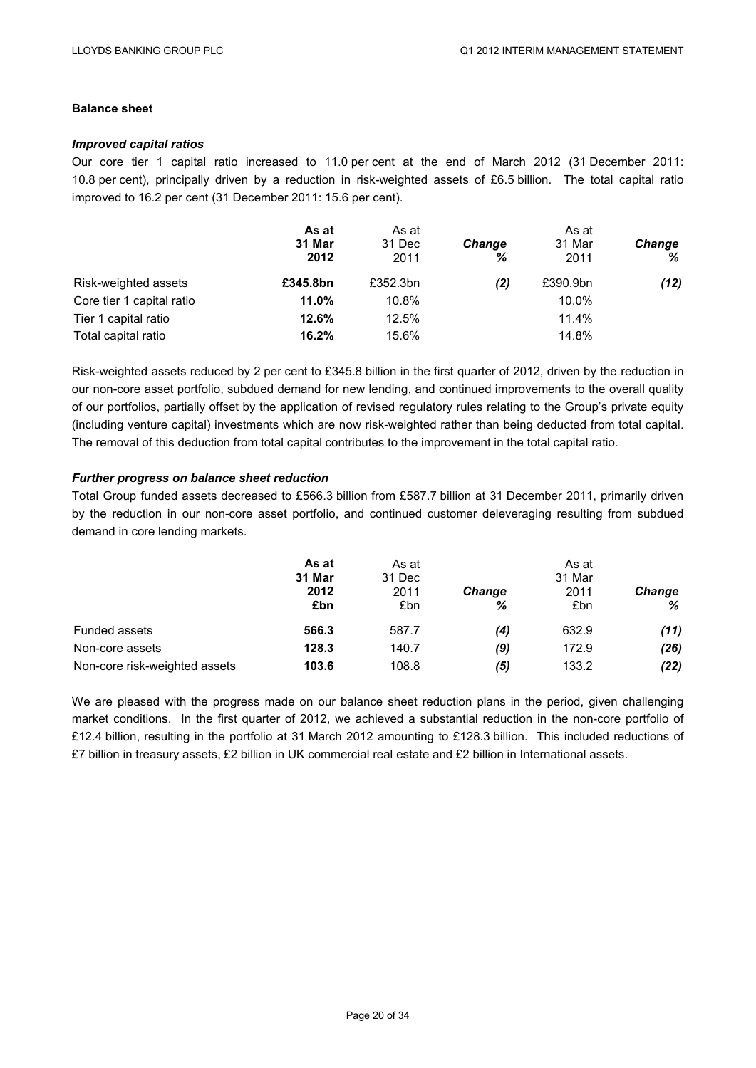**Balance sheet**

***Improved capital ratios***

Our core tier 1 capital ratio increased to 11.0 per cent at the end of March 2012 (31 December 2011: 10.8 per cent), principally driven by a reduction in risk-weighted assets of £6.5 billion. The total capital ratio improved to 16.2 per cent (31 December 2011: 15.6 per cent).

| | **As at 31 Mar 2012** | As at 31 Dec 2011 | ***Change %*** | As at 31 Mar 2011 | ***Change %*** |
|---|---|---|---|---|---|
| Risk-weighted assets | **£345.8bn** | £352.3bn | ***(2)*** | £390.9bn | ***(12)*** |
| Core tier 1 capital ratio | **11.0%** | 10.8% | | 10.0% | |
| Tier 1 capital ratio | **12.6%** | 12.5% | | 11.4% | |
| Total capital ratio | **16.2%** | 15.6% | | 14.8% | |

Risk-weighted assets reduced by 2 per cent to £345.8 billion in the first quarter of 2012, driven by the reduction in our non-core asset portfolio, subdued demand for new lending, and continued improvements to the overall quality of our portfolios, partially offset by the application of revised regulatory rules relating to the Group's private equity (including venture capital) investments which are now risk-weighted rather than being deducted from total capital. The removal of this deduction from total capital contributes to the improvement in the total capital ratio.

***Further progress on balance sheet reduction***

Total Group funded assets decreased to £566.3 billion from £587.7 billion at 31 December 2011, primarily driven by the reduction in our non-core asset portfolio, and continued customer deleveraging resulting from subdued demand in core lending markets.

| | **As at 31 Mar 2012 £bn** | As at 31 Dec 2011 £bn | ***Change %*** | As at 31 Mar 2011 £bn | ***Change %*** |
|---|---|---|---|---|---|
| Funded assets | **566.3** | 587.7 | ***(4)*** | 632.9 | ***(11)*** |
| Non-core assets | **128.3** | 140.7 | ***(9)*** | 172.9 | ***(26)*** |
| Non-core risk-weighted assets | **103.6** | 108.8 | ***(5)*** | 133.2 | ***(22)*** |

We are pleased with the progress made on our balance sheet reduction plans in the period, given challenging market conditions. In the first quarter of 2012, we achieved a substantial reduction in the non-core portfolio of £12.4 billion, resulting in the portfolio at 31 March 2012 amounting to £128.3 billion. This included reductions of £7 billion in treasury assets, £2 billion in UK commercial real estate and £2 billion in International assets.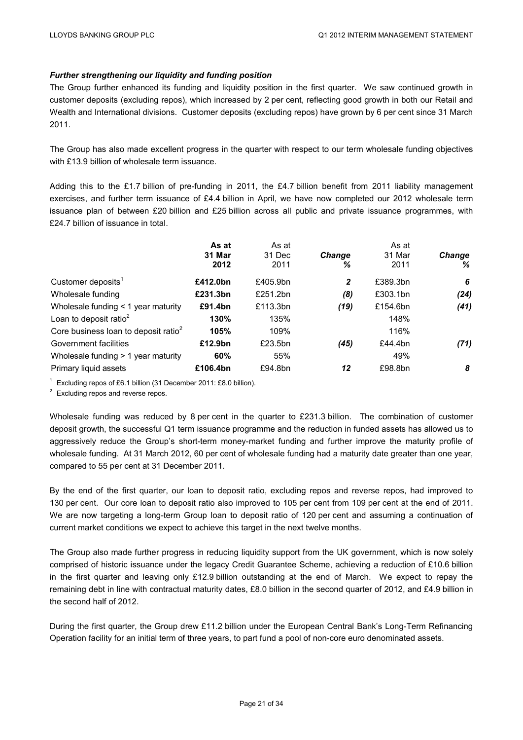***Further strengthening our liquidity and funding position***

The Group further enhanced its funding and liquidity position in the first quarter. We saw continued growth in customer deposits (excluding repos), which increased by 2 per cent, reflecting good growth in both our Retail and Wealth and International divisions. Customer deposits (excluding repos) have grown by 6 per cent since 31 March 2011.

The Group has also made excellent progress in the quarter with respect to our term wholesale funding objectives with £13.9 billion of wholesale term issuance.

Adding this to the £1.7 billion of pre-funding in 2011, the £4.7 billion benefit from 2011 liability management exercises, and further term issuance of £4.4 billion in April, we have now completed our 2012 wholesale term issuance plan of between £20 billion and £25 billion across all public and private issuance programmes, with £24.7 billion of issuance in total.

| | **As at 31 Mar 2012** | As at 31 Dec 2011 | ***Change %*** | As at 31 Mar 2011 | ***Change %*** |
|---|---|---|---|---|---|
| Customer deposits[1] | **£412.0bn** | £405.9bn | ***2*** | £389.3bn | ***6*** |
| Wholesale funding | **£231.3bn** | £251.2bn | ***(8)*** | £303.1bn | ***(24)*** |
| Wholesale funding < 1 year maturity | **£91.4bn** | £113.3bn | ***(19)*** | £154.6bn | ***(41)*** |
| Loan to deposit ratio[2] | **130%** | 135% | | 148% | |
| Core business loan to deposit ratio[2] | **105%** | 109% | | 116% | |
| Government facilities | **£12.9bn** | £23.5bn | ***(45)*** | £44.4bn | ***(71)*** |
| Wholesale funding > 1 year maturity | **60%** | 55% | | 49% | |
| Primary liquid assets | **£106.4bn** | £94.8bn | ***12*** | £98.8bn | ***8*** |

[1] Excluding repos of £6.1 billion (31 December 2011: £8.0 billion).

[2] Excluding repos and reverse repos.

Wholesale funding was reduced by 8 per cent in the quarter to £231.3 billion. The combination of customer deposit growth, the successful Q1 term issuance programme and the reduction in funded assets has allowed us to aggressively reduce the Group's short-term money-market funding and further improve the maturity profile of wholesale funding. At 31 March 2012, 60 per cent of wholesale funding had a maturity date greater than one year, compared to 55 per cent at 31 December 2011.

By the end of the first quarter, our loan to deposit ratio, excluding repos and reverse repos, had improved to 130 per cent. Our core loan to deposit ratio also improved to 105 per cent from 109 per cent at the end of 2011. We are now targeting a long-term Group loan to deposit ratio of 120 per cent and assuming a continuation of current market conditions we expect to achieve this target in the next twelve months.

The Group also made further progress in reducing liquidity support from the UK government, which is now solely comprised of historic issuance under the legacy Credit Guarantee Scheme, achieving a reduction of £10.6 billion in the first quarter and leaving only £12.9 billion outstanding at the end of March. We expect to repay the remaining debt in line with contractual maturity dates, £8.0 billion in the second quarter of 2012, and £4.9 billion in the second half of 2012.

During the first quarter, the Group drew £11.2 billion under the European Central Bank's Long-Term Refinancing Operation facility for an initial term of three years, to part fund a pool of non-core euro denominated assets.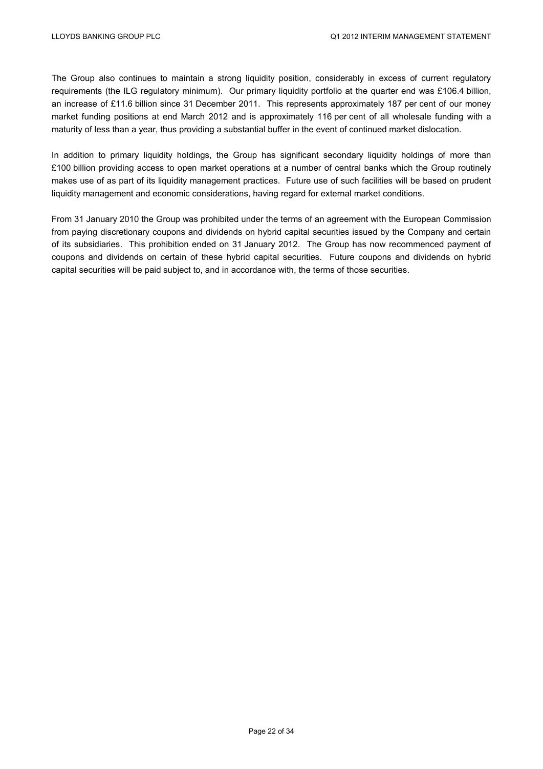The Group also continues to maintain a strong liquidity position, considerably in excess of current regulatory requirements (the ILG regulatory minimum). Our primary liquidity portfolio at the quarter end was £106.4 billion, an increase of £11.6 billion since 31 December 2011. This represents approximately 187 per cent of our money market funding positions at end March 2012 and is approximately 116 per cent of all wholesale funding with a maturity of less than a year, thus providing a substantial buffer in the event of continued market dislocation.

In addition to primary liquidity holdings, the Group has significant secondary liquidity holdings of more than £100 billion providing access to open market operations at a number of central banks which the Group routinely makes use of as part of its liquidity management practices. Future use of such facilities will be based on prudent liquidity management and economic considerations, having regard for external market conditions.

From 31 January 2010 the Group was prohibited under the terms of an agreement with the European Commission from paying discretionary coupons and dividends on hybrid capital securities issued by the Company and certain of its subsidiaries. This prohibition ended on 31 January 2012. The Group has now recommenced payment of coupons and dividends on certain of these hybrid capital securities. Future coupons and dividends on hybrid capital securities will be paid subject to, and in accordance with, the terms of those securities.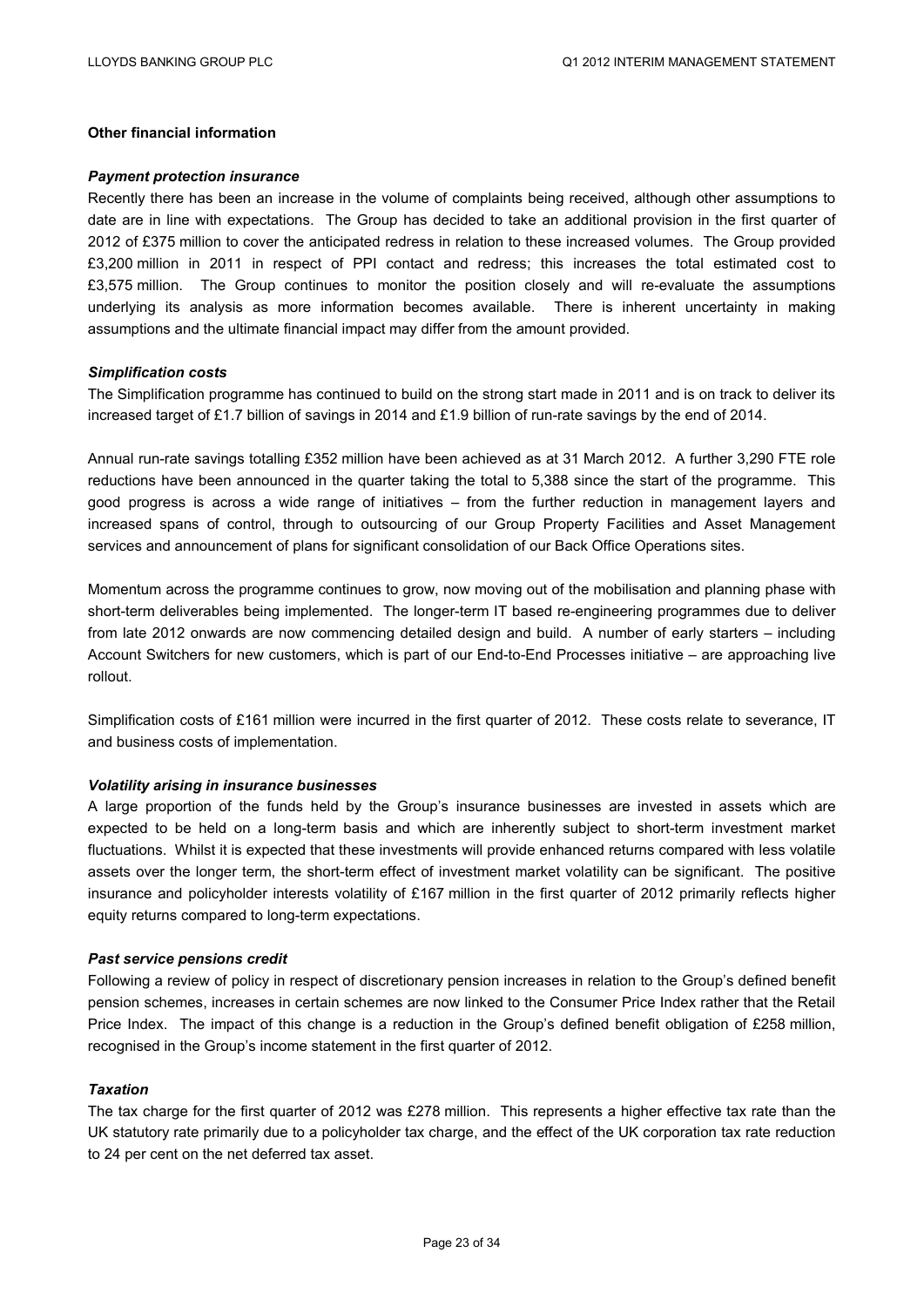## Other financial information

### *Payment protection insurance*

Recently there has been an increase in the volume of complaints being received, although other assumptions to date are in line with expectations. The Group has decided to take an additional provision in the first quarter of 2012 of £375 million to cover the anticipated redress in relation to these increased volumes. The Group provided £3,200 million in 2011 in respect of PPI contact and redress; this increases the total estimated cost to £3,575 million. The Group continues to monitor the position closely and will re-evaluate the assumptions underlying its analysis as more information becomes available. There is inherent uncertainty in making assumptions and the ultimate financial impact may differ from the amount provided.

### *Simplification costs*

The Simplification programme has continued to build on the strong start made in 2011 and is on track to deliver its increased target of £1.7 billion of savings in 2014 and £1.9 billion of run-rate savings by the end of 2014.

Annual run-rate savings totalling £352 million have been achieved as at 31 March 2012. A further 3,290 FTE role reductions have been announced in the quarter taking the total to 5,388 since the start of the programme. This good progress is across a wide range of initiatives – from the further reduction in management layers and increased spans of control, through to outsourcing of our Group Property Facilities and Asset Management services and announcement of plans for significant consolidation of our Back Office Operations sites.

Momentum across the programme continues to grow, now moving out of the mobilisation and planning phase with short-term deliverables being implemented. The longer-term IT based re-engineering programmes due to deliver from late 2012 onwards are now commencing detailed design and build. A number of early starters – including Account Switchers for new customers, which is part of our End-to-End Processes initiative – are approaching live rollout.

Simplification costs of £161 million were incurred in the first quarter of 2012. These costs relate to severance, IT and business costs of implementation.

### *Volatility arising in insurance businesses*

A large proportion of the funds held by the Group's insurance businesses are invested in assets which are expected to be held on a long-term basis and which are inherently subject to short-term investment market fluctuations. Whilst it is expected that these investments will provide enhanced returns compared with less volatile assets over the longer term, the short-term effect of investment market volatility can be significant. The positive insurance and policyholder interests volatility of £167 million in the first quarter of 2012 primarily reflects higher equity returns compared to long-term expectations.

### *Past service pensions credit*

Following a review of policy in respect of discretionary pension increases in relation to the Group's defined benefit pension schemes, increases in certain schemes are now linked to the Consumer Price Index rather that the Retail Price Index. The impact of this change is a reduction in the Group's defined benefit obligation of £258 million, recognised in the Group's income statement in the first quarter of 2012.

### *Taxation*

The tax charge for the first quarter of 2012 was £278 million. This represents a higher effective tax rate than the UK statutory rate primarily due to a policyholder tax charge, and the effect of the UK corporation tax rate reduction to 24 per cent on the net deferred tax asset.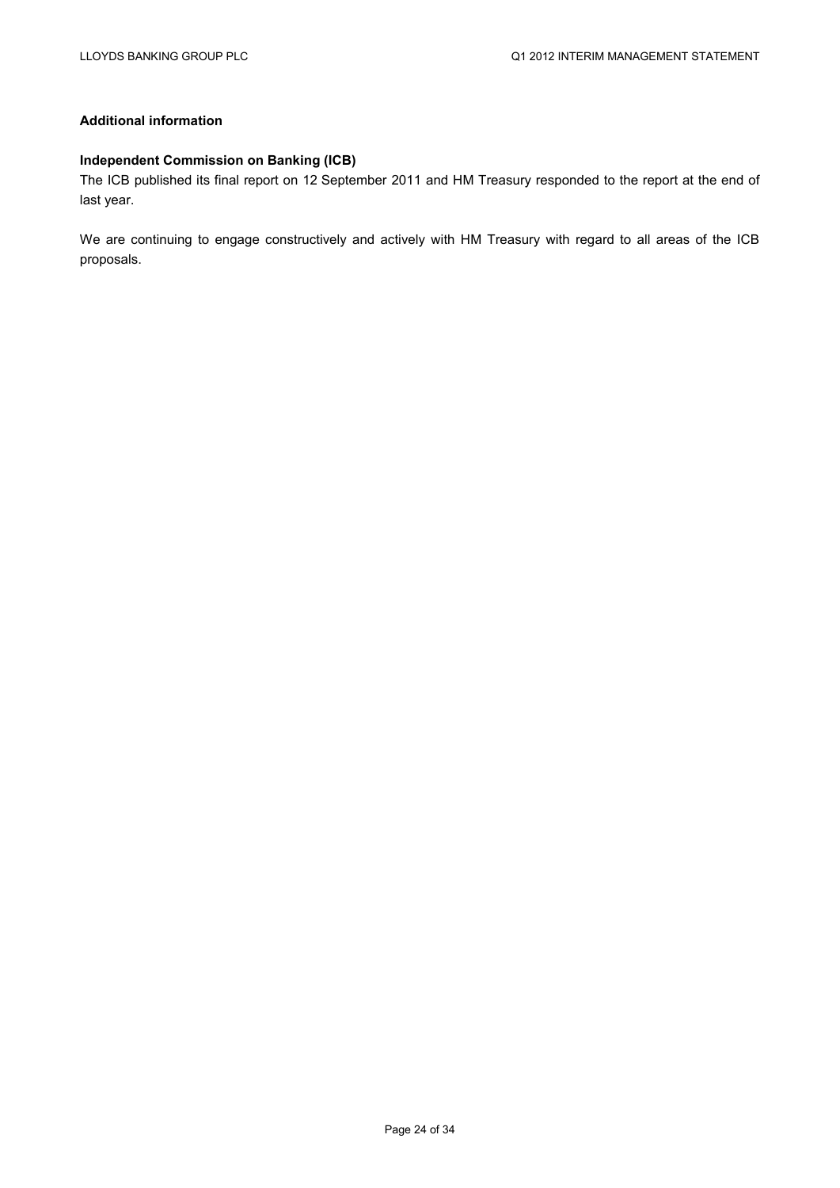**Additional information**

**Independent Commission on Banking (ICB)**

The ICB published its final report on 12 September 2011 and HM Treasury responded to the report at the end of last year.

We are continuing to engage constructively and actively with HM Treasury with regard to all areas of the ICB proposals.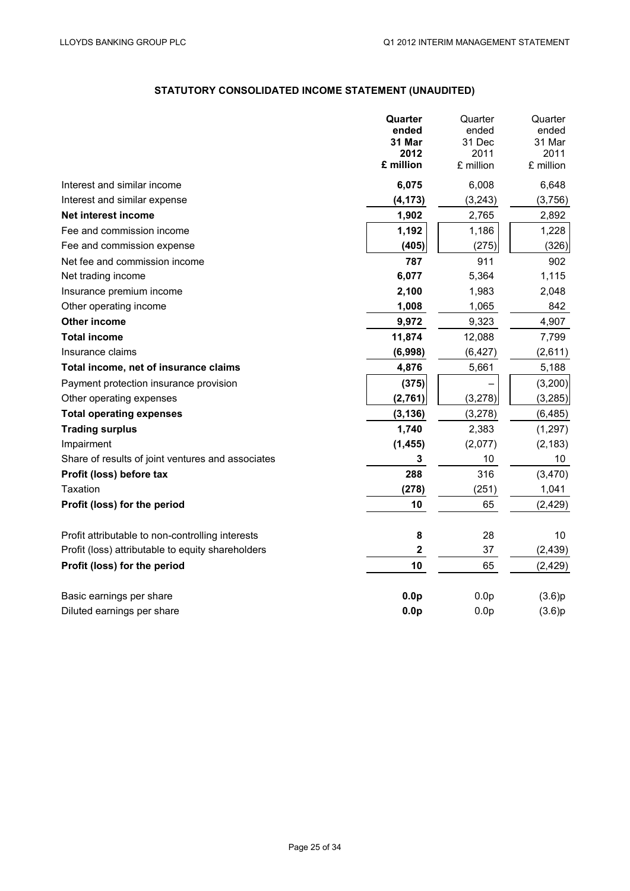## STATUTORY CONSOLIDATED INCOME STATEMENT (UNAUDITED)

| | **Quarter ended 31 Mar 2012 £ million** | Quarter ended 31 Dec 2011 £ million | Quarter ended 31 Mar 2011 £ million |
|---|---|---|---|
| Interest and similar income | **6,075** | 6,008 | 6,648 |
| Interest and similar expense | **(4,173)** | (3,243) | (3,756) |
| **Net interest income** | **1,902** | 2,765 | 2,892 |
| Fee and commission income | **1,192** | 1,186 | 1,228 |
| Fee and commission expense | **(405)** | (275) | (326) |
| Net fee and commission income | **787** | 911 | 902 |
| Net trading income | **6,077** | 5,364 | 1,115 |
| Insurance premium income | **2,100** | 1,983 | 2,048 |
| Other operating income | **1,008** | 1,065 | 842 |
| **Other income** | **9,972** | 9,323 | 4,907 |
| **Total income** | **11,874** | 12,088 | 7,799 |
| Insurance claims | **(6,998)** | (6,427) | (2,611) |
| **Total income, net of insurance claims** | **4,876** | 5,661 | 5,188 |
| Payment protection insurance provision | **(375)** | – | (3,200) |
| Other operating expenses | **(2,761)** | (3,278) | (3,285) |
| **Total operating expenses** | **(3,136)** | (3,278) | (6,485) |
| **Trading surplus** | **1,740** | 2,383 | (1,297) |
| Impairment | **(1,455)** | (2,077) | (2,183) |
| Share of results of joint ventures and associates | **3** | 10 | 10 |
| **Profit (loss) before tax** | **288** | 316 | (3,470) |
| Taxation | **(278)** | (251) | 1,041 |
| **Profit (loss) for the period** | **10** | 65 | (2,429) |
| | | | |
| Profit attributable to non-controlling interests | **8** | 28 | 10 |
| Profit (loss) attributable to equity shareholders | **2** | 37 | (2,439) |
| **Profit (loss) for the period** | **10** | 65 | (2,429) |
| | | | |
| Basic earnings per share | **0.0p** | 0.0p | (3.6)p |
| Diluted earnings per share | **0.0p** | 0.0p | (3.6)p |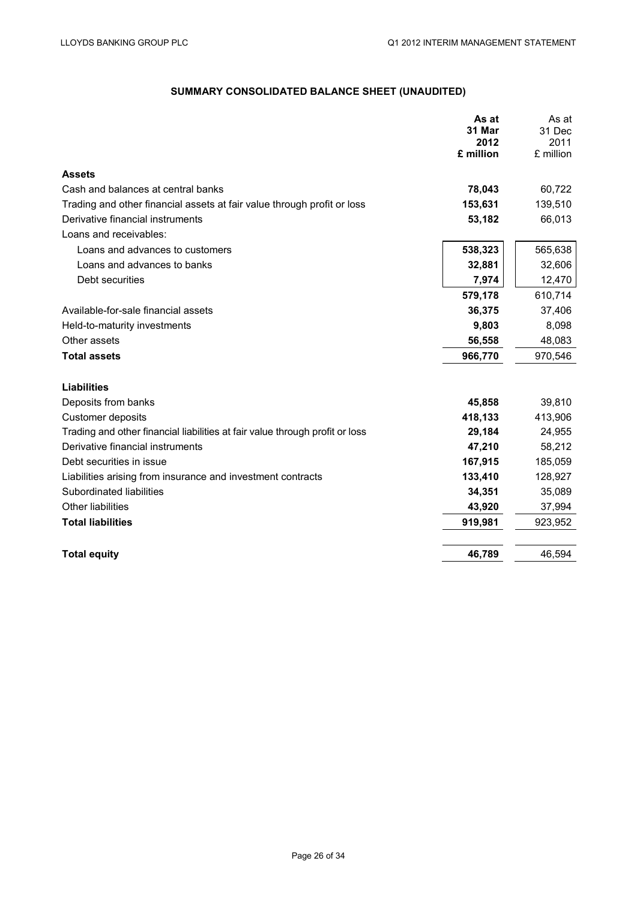## SUMMARY CONSOLIDATED BALANCE SHEET (UNAUDITED)

| | **As at 31 Mar 2012 £ million** | As at 31 Dec 2011 £ million |
|---|---|---|
| **Assets** | | |
| Cash and balances at central banks | **78,043** | 60,722 |
| Trading and other financial assets at fair value through profit or loss | **153,631** | 139,510 |
| Derivative financial instruments | **53,182** | 66,013 |
| Loans and receivables: | | |
| Loans and advances to customers | **538,323** | 565,638 |
| Loans and advances to banks | **32,881** | 32,606 |
| Debt securities | **7,974** | 12,470 |
| | **579,178** | 610,714 |
| Available-for-sale financial assets | **36,375** | 37,406 |
| Held-to-maturity investments | **9,803** | 8,098 |
| Other assets | **56,558** | 48,083 |
| **Total assets** | **966,770** | 970,546 |
| | | |
| **Liabilities** | | |
| Deposits from banks | **45,858** | 39,810 |
| Customer deposits | **418,133** | 413,906 |
| Trading and other financial liabilities at fair value through profit or loss | **29,184** | 24,955 |
| Derivative financial instruments | **47,210** | 58,212 |
| Debt securities in issue | **167,915** | 185,059 |
| Liabilities arising from insurance and investment contracts | **133,410** | 128,927 |
| Subordinated liabilities | **34,351** | 35,089 |
| Other liabilities | **43,920** | 37,994 |
| **Total liabilities** | **919,981** | 923,952 |
| | | |
| **Total equity** | **46,789** | 46,594 |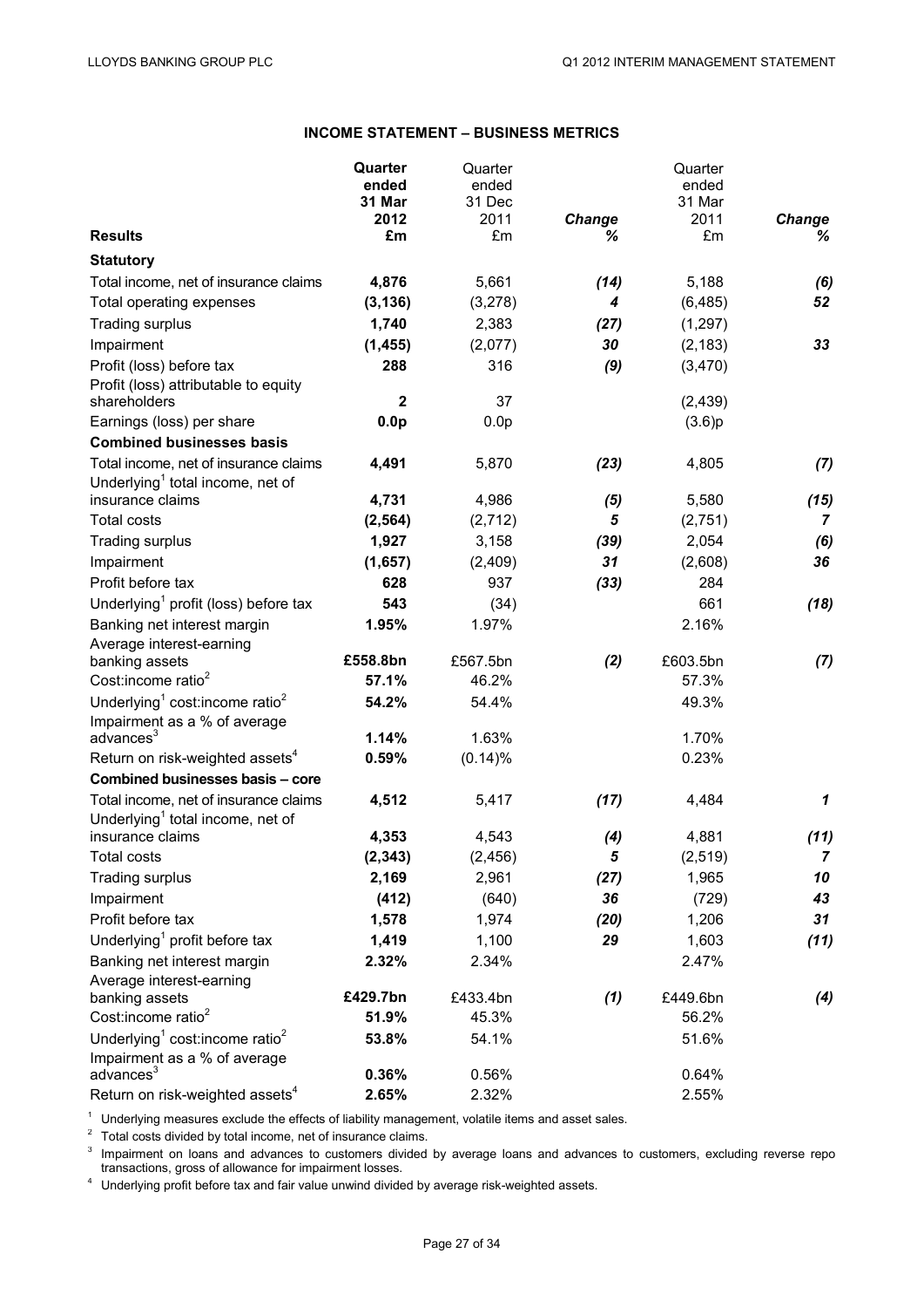## INCOME STATEMENT – BUSINESS METRICS

| Results | Quarter ended 31 Mar 2012 £m | Quarter ended 31 Dec 2011 £m | Change % | Quarter ended 31 Mar 2011 £m | Change % |
|---|---|---|---|---|---|
| **Statutory** | | | | | |
| Total income, net of insurance claims | **4,876** | 5,661 | ***(14)*** | 5,188 | ***(6)*** |
| Total operating expenses | **(3,136)** | (3,278) | ***4*** | (6,485) | ***52*** |
| Trading surplus | **1,740** | 2,383 | ***(27)*** | (1,297) | |
| Impairment | **(1,455)** | (2,077) | ***30*** | (2,183) | ***33*** |
| Profit (loss) before tax | **288** | 316 | ***(9)*** | (3,470) | |
| Profit (loss) attributable to equity shareholders | **2** | 37 | | (2,439) | |
| Earnings (loss) per share | **0.0p** | 0.0p | | (3.6)p | |
| **Combined businesses basis** | | | | | |
| Total income, net of insurance claims | **4,491** | 5,870 | ***(23)*** | 4,805 | ***(7)*** |
| Underlying[1] total income, net of insurance claims | **4,731** | 4,986 | ***(5)*** | 5,580 | ***(15)*** |
| Total costs | **(2,564)** | (2,712) | ***5*** | (2,751) | ***7*** |
| Trading surplus | **1,927** | 3,158 | ***(39)*** | 2,054 | ***(6)*** |
| Impairment | **(1,657)** | (2,409) | ***31*** | (2,608) | ***36*** |
| Profit before tax | **628** | 937 | ***(33)*** | 284 | |
| Underlying[1] profit (loss) before tax | **543** | (34) | | 661 | ***(18)*** |
| Banking net interest margin | **1.95%** | 1.97% | | 2.16% | |
| Average interest-earning banking assets | **£558.8bn** | £567.5bn | ***(2)*** | £603.5bn | ***(7)*** |
| Cost:income ratio[2] | **57.1%** | 46.2% | | 57.3% | |
| Underlying[1] cost:income ratio[2] | **54.2%** | 54.4% | | 49.3% | |
| Impairment as a % of average advances[3] | **1.14%** | 1.63% | | 1.70% | |
| Return on risk-weighted assets[4] | **0.59%** | (0.14)% | | 0.23% | |
| **Combined businesses basis – core** | | | | | |
| Total income, net of insurance claims | **4,512** | 5,417 | ***(17)*** | 4,484 | ***1*** |
| Underlying[1] total income, net of insurance claims | **4,353** | 4,543 | ***(4)*** | 4,881 | ***(11)*** |
| Total costs | **(2,343)** | (2,456) | ***5*** | (2,519) | ***7*** |
| Trading surplus | **2,169** | 2,961 | ***(27)*** | 1,965 | ***10*** |
| Impairment | **(412)** | (640) | ***36*** | (729) | ***43*** |
| Profit before tax | **1,578** | 1,974 | ***(20)*** | 1,206 | ***31*** |
| Underlying[1] profit before tax | **1,419** | 1,100 | ***29*** | 1,603 | ***(11)*** |
| Banking net interest margin | **2.32%** | 2.34% | | 2.47% | |
| Average interest-earning banking assets | **£429.7bn** | £433.4bn | ***(1)*** | £449.6bn | ***(4)*** |
| Cost:income ratio[2] | **51.9%** | 45.3% | | 56.2% | |
| Underlying[1] cost:income ratio[2] | **53.8%** | 54.1% | | 51.6% | |
| Impairment as a % of average advances[3] | **0.36%** | 0.56% | | 0.64% | |
| Return on risk-weighted assets[4] | **2.65%** | 2.32% | | 2.55% | |

[1] Underlying measures exclude the effects of liability management, volatile items and asset sales.

[2] Total costs divided by total income, net of insurance claims.

[3] Impairment on loans and advances to customers divided by average loans and advances to customers, excluding reverse repo transactions, gross of allowance for impairment losses.

[4] Underlying profit before tax and fair value unwind divided by average risk-weighted assets.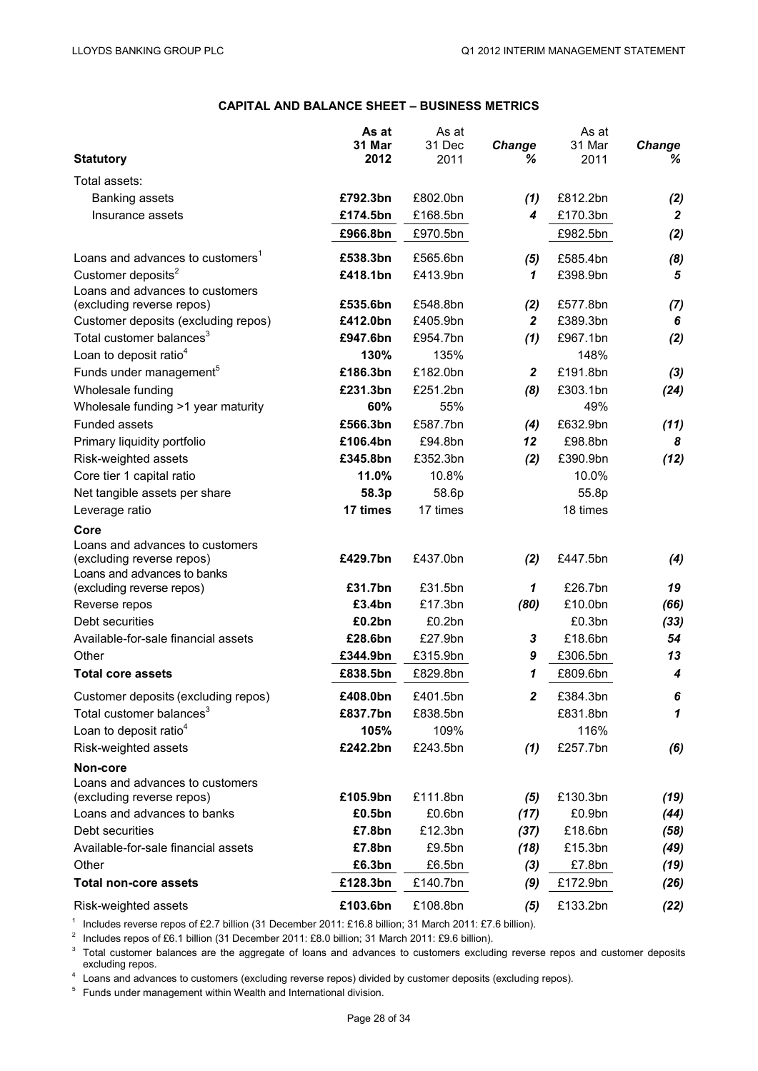## CAPITAL AND BALANCE SHEET – BUSINESS METRICS

| Statutory | As at 31 Mar 2012 | As at 31 Dec 2011 | Change % | As at 31 Mar 2011 | Change % |
|---|---|---|---|---|---|
| Total assets: | | | | | |
| Banking assets | **£792.3bn** | £802.0bn | *(1)* | £812.2bn | *(2)* |
| Insurance assets | **£174.5bn** | £168.5bn | *4* | £170.3bn | *2* |
| | **£966.8bn** | £970.5bn | | £982.5bn | *(2)* |
| Loans and advances to customers[1] | **£538.3bn** | £565.6bn | *(5)* | £585.4bn | *(8)* |
| Customer deposits[2] | **£418.1bn** | £413.9bn | *1* | £398.9bn | *5* |
| Loans and advances to customers (excluding reverse repos) | **£535.6bn** | £548.8bn | *(2)* | £577.8bn | *(7)* |
| Customer deposits (excluding repos) | **£412.0bn** | £405.9bn | *2* | £389.3bn | *6* |
| Total customer balances[3] | **£947.6bn** | £954.7bn | *(1)* | £967.1bn | *(2)* |
| Loan to deposit ratio[4] | **130%** | 135% | | 148% | |
| Funds under management[5] | **£186.3bn** | £182.0bn | *2* | £191.8bn | *(3)* |
| Wholesale funding | **£231.3bn** | £251.2bn | *(8)* | £303.1bn | *(24)* |
| Wholesale funding >1 year maturity | **60%** | 55% | | 49% | |
| Funded assets | **£566.3bn** | £587.7bn | *(4)* | £632.9bn | *(11)* |
| Primary liquidity portfolio | **£106.4bn** | £94.8bn | *12* | £98.8bn | *8* |
| Risk-weighted assets | **£345.8bn** | £352.3bn | *(2)* | £390.9bn | *(12)* |
| Core tier 1 capital ratio | **11.0%** | 10.8% | | 10.0% | |
| Net tangible assets per share | **58.3p** | 58.6p | | 55.8p | |
| Leverage ratio | **17 times** | 17 times | | 18 times | |
| **Core** | | | | | |
| Loans and advances to customers (excluding reverse repos) | **£429.7bn** | £437.0bn | *(2)* | £447.5bn | *(4)* |
| Loans and advances to banks (excluding reverse repos) | **£31.7bn** | £31.5bn | *1* | £26.7bn | *19* |
| Reverse repos | **£3.4bn** | £17.3bn | *(80)* | £10.0bn | *(66)* |
| Debt securities | **£0.2bn** | £0.2bn | | £0.3bn | *(33)* |
| Available-for-sale financial assets | **£28.6bn** | £27.9bn | *3* | £18.6bn | *54* |
| Other | **£344.9bn** | £315.9bn | *9* | £306.5bn | *13* |
| **Total core assets** | **£838.5bn** | £829.8bn | *1* | £809.6bn | *4* |
| Customer deposits (excluding repos) | **£408.0bn** | £401.5bn | *2* | £384.3bn | *6* |
| Total customer balances[3] | **£837.7bn** | £838.5bn | | £831.8bn | *1* |
| Loan to deposit ratio[4] | **105%** | 109% | | 116% | |
| Risk-weighted assets | **£242.2bn** | £243.5bn | *(1)* | £257.7bn | *(6)* |
| **Non-core** | | | | | |
| Loans and advances to customers (excluding reverse repos) | **£105.9bn** | £111.8bn | *(5)* | £130.3bn | *(19)* |
| Loans and advances to banks | **£0.5bn** | £0.6bn | *(17)* | £0.9bn | *(44)* |
| Debt securities | **£7.8bn** | £12.3bn | *(37)* | £18.6bn | *(58)* |
| Available-for-sale financial assets | **£7.8bn** | £9.5bn | *(18)* | £15.3bn | *(49)* |
| Other | **£6.3bn** | £6.5bn | *(3)* | £7.8bn | *(19)* |
| **Total non-core assets** | **£128.3bn** | £140.7bn | *(9)* | £172.9bn | *(26)* |
| Risk-weighted assets | **£103.6bn** | £108.8bn | *(5)* | £133.2bn | *(22)* |

[1] Includes reverse repos of £2.7 billion (31 December 2011: £16.8 billion; 31 March 2011: £7.6 billion).

[2] Includes repos of £6.1 billion (31 December 2011: £8.0 billion; 31 March 2011: £9.6 billion).

[3] Total customer balances are the aggregate of loans and advances to customers excluding reverse repos and customer deposits excluding repos.

[4] Loans and advances to customers (excluding reverse repos) divided by customer deposits (excluding repos).

[5] Funds under management within Wealth and International division.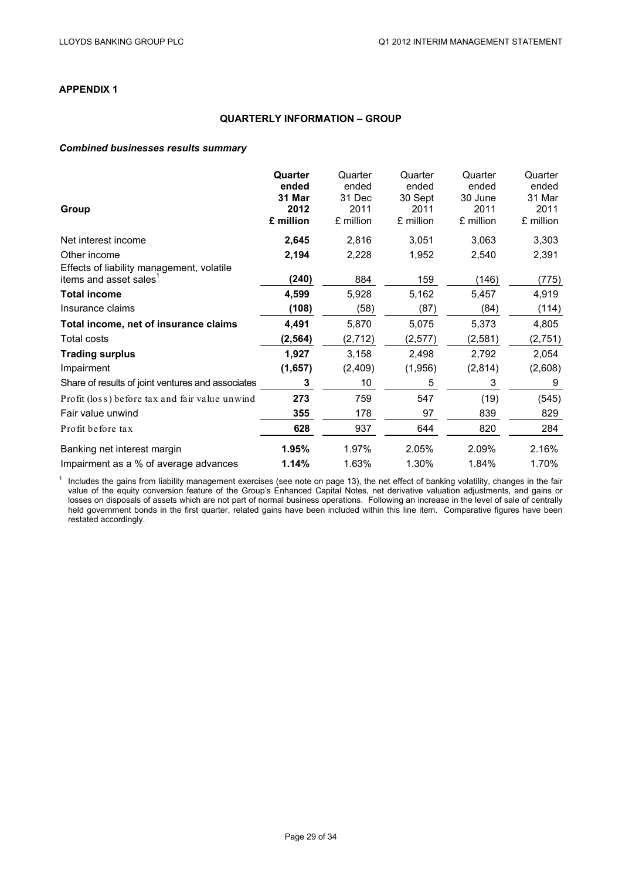## APPENDIX 1

### QUARTERLY INFORMATION – GROUP

***Combined businesses results summary***

| Group | **Quarter ended 31 Mar 2012 £ million** | Quarter ended 31 Dec 2011 £ million | Quarter ended 30 Sept 2011 £ million | Quarter ended 30 June 2011 £ million | Quarter ended 31 Mar 2011 £ million |
|---|---|---|---|---|---|
| Net interest income | **2,645** | 2,816 | 3,051 | 3,063 | 3,303 |
| Other income | **2,194** | 2,228 | 1,952 | 2,540 | 2,391 |
| Effects of liability management, volatile items and asset sales[1] | **(240)** | 884 | 159 | (146) | (775) |
| **Total income** | **4,599** | 5,928 | 5,162 | 5,457 | 4,919 |
| Insurance claims | **(108)** | (58) | (87) | (84) | (114) |
| **Total income, net of insurance claims** | **4,491** | 5,870 | 5,075 | 5,373 | 4,805 |
| Total costs | **(2,564)** | (2,712) | (2,577) | (2,581) | (2,751) |
| **Trading surplus** | **1,927** | 3,158 | 2,498 | 2,792 | 2,054 |
| Impairment | **(1,657)** | (2,409) | (1,956) | (2,814) | (2,608) |
| Share of results of joint ventures and associates | **3** | 10 | 5 | 3 | 9 |
| Profit (loss) before tax and fair value unwind | **273** | 759 | 547 | (19) | (545) |
| Fair value unwind | **355** | 178 | 97 | 839 | 829 |
| Profit before tax | **628** | 937 | 644 | 820 | 284 |
| Banking net interest margin | **1.95%** | 1.97% | 2.05% | 2.09% | 2.16% |
| Impairment as a % of average advances | **1.14%** | 1.63% | 1.30% | 1.84% | 1.70% |

[1] Includes the gains from liability management exercises (see note on page 13), the net effect of banking volatility, changes in the fair value of the equity conversion feature of the Group's Enhanced Capital Notes, net derivative valuation adjustments, and gains or losses on disposals of assets which are not part of normal business operations. Following an increase in the level of sale of centrally held government bonds in the first quarter, related gains have been included within this line item. Comparative figures have been restated accordingly.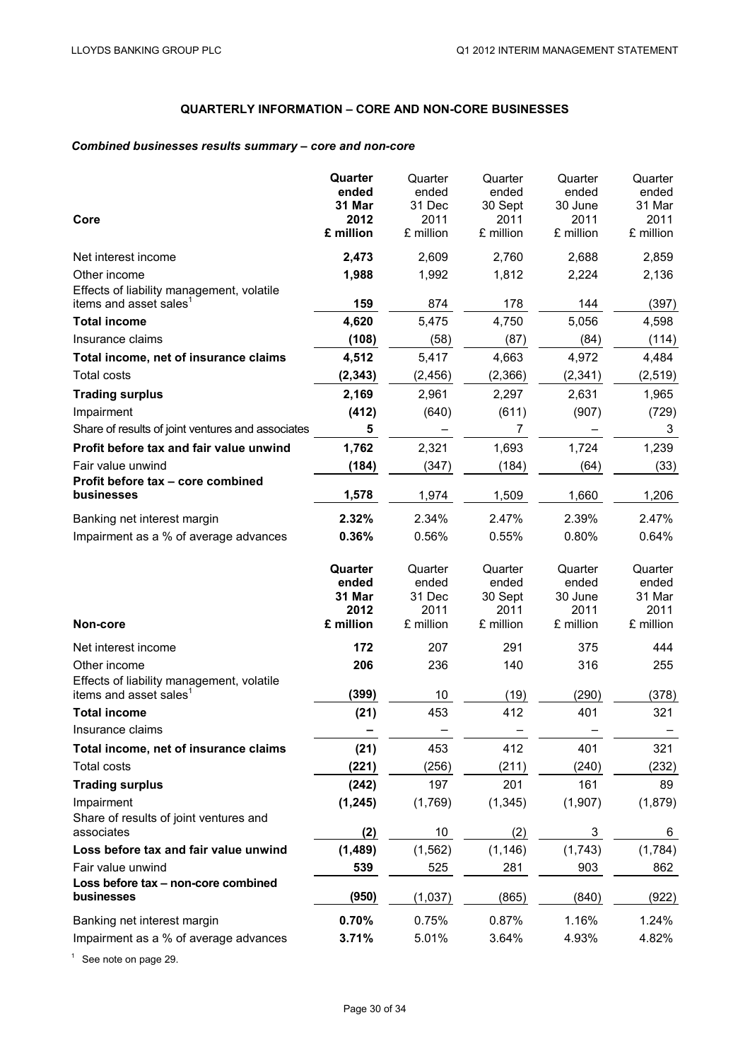## QUARTERLY INFORMATION – CORE AND NON-CORE BUSINESSES

### *Combined businesses results summary – core and non-core*

| Core | **Quarter ended 31 Mar 2012 £ million** | Quarter ended 31 Dec 2011 £ million | Quarter ended 30 Sept 2011 £ million | Quarter ended 30 June 2011 £ million | Quarter ended 31 Mar 2011 £ million |
|---|---|---|---|---|---|
| Net interest income | **2,473** | 2,609 | 2,760 | 2,688 | 2,859 |
| Other income | **1,988** | 1,992 | 1,812 | 2,224 | 2,136 |
| Effects of liability management, volatile items and asset sales[1] | **159** | 874 | 178 | 144 | (397) |
| **Total income** | **4,620** | 5,475 | 4,750 | 5,056 | 4,598 |
| Insurance claims | **(108)** | (58) | (87) | (84) | (114) |
| **Total income, net of insurance claims** | **4,512** | 5,417 | 4,663 | 4,972 | 4,484 |
| Total costs | **(2,343)** | (2,456) | (2,366) | (2,341) | (2,519) |
| **Trading surplus** | **2,169** | 2,961 | 2,297 | 2,631 | 1,965 |
| Impairment | **(412)** | (640) | (611) | (907) | (729) |
| Share of results of joint ventures and associates | **5** | – | 7 | – | 3 |
| **Profit before tax and fair value unwind** | **1,762** | 2,321 | 1,693 | 1,724 | 1,239 |
| Fair value unwind | **(184)** | (347) | (184) | (64) | (33) |
| **Profit before tax – core combined businesses** | **1,578** | 1,974 | 1,509 | 1,660 | 1,206 |
| Banking net interest margin | **2.32%** | 2.34% | 2.47% | 2.39% | 2.47% |
| Impairment as a % of average advances | **0.36%** | 0.56% | 0.55% | 0.80% | 0.64% |

| Non-core | **Quarter ended 31 Mar 2012 £ million** | Quarter ended 31 Dec 2011 £ million | Quarter ended 30 Sept 2011 £ million | Quarter ended 30 June 2011 £ million | Quarter ended 31 Mar 2011 £ million |
|---|---|---|---|---|---|
| Net interest income | **172** | 207 | 291 | 375 | 444 |
| Other income | **206** | 236 | 140 | 316 | 255 |
| Effects of liability management, volatile items and asset sales[1] | **(399)** | 10 | (19) | (290) | (378) |
| **Total income** | **(21)** | 453 | 412 | 401 | 321 |
| Insurance claims | **–** | – | – | – | – |
| **Total income, net of insurance claims** | **(21)** | 453 | 412 | 401 | 321 |
| Total costs | **(221)** | (256) | (211) | (240) | (232) |
| **Trading surplus** | **(242)** | 197 | 201 | 161 | 89 |
| Impairment | **(1,245)** | (1,769) | (1,345) | (1,907) | (1,879) |
| Share of results of joint ventures and associates | **(2)** | 10 | (2) | 3 | 6 |
| **Loss before tax and fair value unwind** | **(1,489)** | (1,562) | (1,146) | (1,743) | (1,784) |
| Fair value unwind | **539** | 525 | 281 | 903 | 862 |
| **Loss before tax – non-core combined businesses** | **(950)** | (1,037) | (865) | (840) | (922) |
| Banking net interest margin | **0.70%** | 0.75% | 0.87% | 1.16% | 1.24% |
| Impairment as a % of average advances | **3.71%** | 5.01% | 3.64% | 4.93% | 4.82% |

[1] See note on page 29.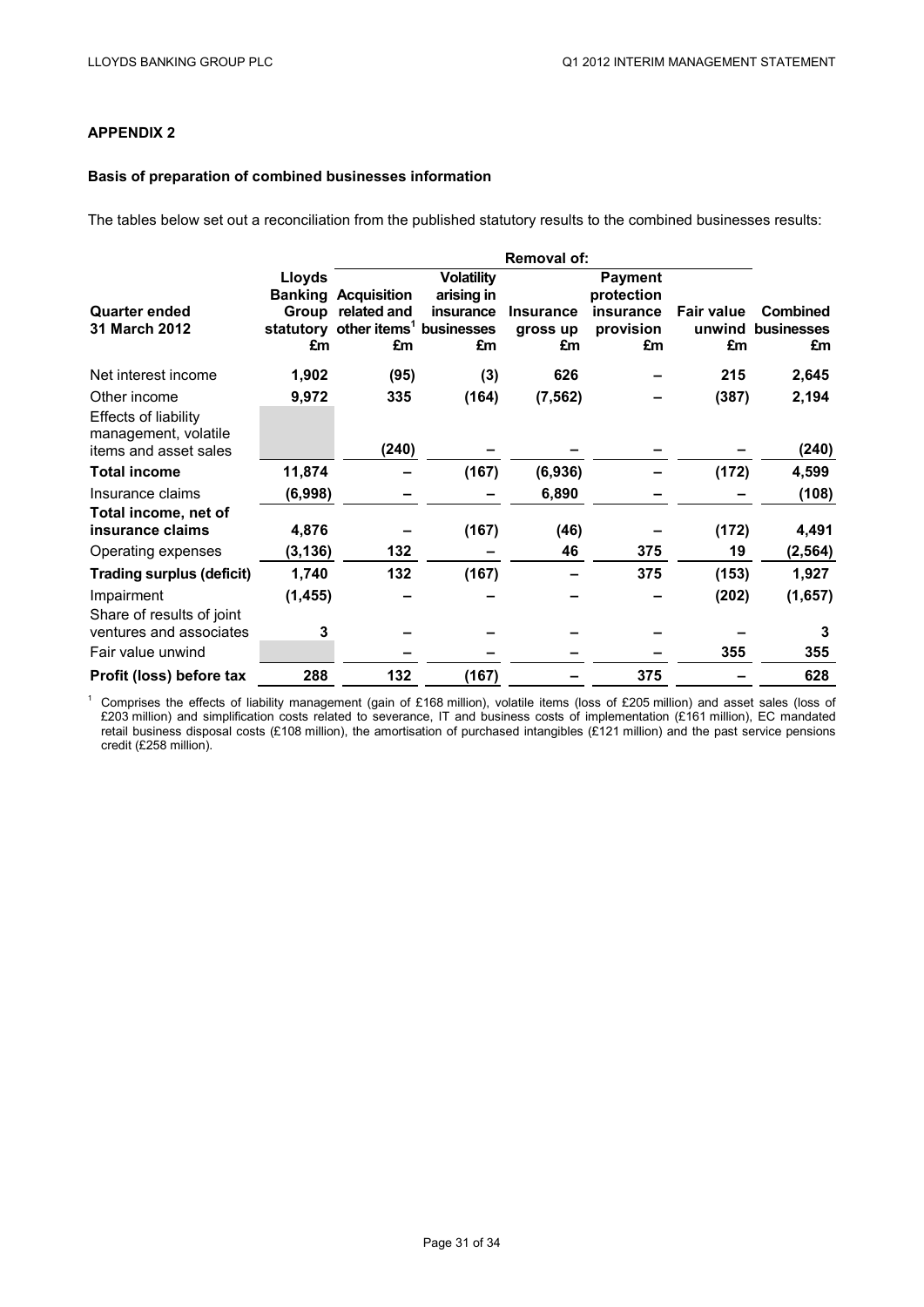## APPENDIX 2

### Basis of preparation of combined businesses information

The tables below set out a reconciliation from the published statutory results to the combined businesses results:

| Quarter ended 31 March 2012 | Lloyds Banking Group statutory £m | Removal of: Acquisition related and other items[1] £m | Volatility arising in insurance businesses £m | Insurance gross up £m | Payment protection insurance provision £m | Fair value unwind £m | Combined businesses £m |
|---|---|---|---|---|---|---|---|
| Net interest income | 1,902 | (95) | (3) | 626 | – | 215 | 2,645 |
| Other income | 9,972 | 335 | (164) | (7,562) | – | (387) | 2,194 |
| Effects of liability management, volatile items and asset sales | | (240) | – | – | – | – | (240) |
| **Total income** | 11,874 | – | (167) | (6,936) | – | (172) | 4,599 |
| Insurance claims | (6,998) | – | – | 6,890 | – | – | (108) |
| **Total income, net of insurance claims** | 4,876 | – | (167) | (46) | – | (172) | 4,491 |
| Operating expenses | (3,136) | 132 | – | 46 | 375 | 19 | (2,564) |
| **Trading surplus (deficit)** | 1,740 | 132 | (167) | – | 375 | (153) | 1,927 |
| Impairment | (1,455) | – | – | – | – | (202) | (1,657) |
| Share of results of joint ventures and associates | 3 | – | – | – | – | – | 3 |
| Fair value unwind | | – | – | – | – | 355 | 355 |
| **Profit (loss) before tax** | 288 | 132 | (167) | – | 375 | – | 628 |

[1] Comprises the effects of liability management (gain of £168 million), volatile items (loss of £205 million) and asset sales (loss of £203 million) and simplification costs related to severance, IT and business costs of implementation (£161 million), EC mandated retail business disposal costs (£108 million), the amortisation of purchased intangibles (£121 million) and the past service pensions credit (£258 million).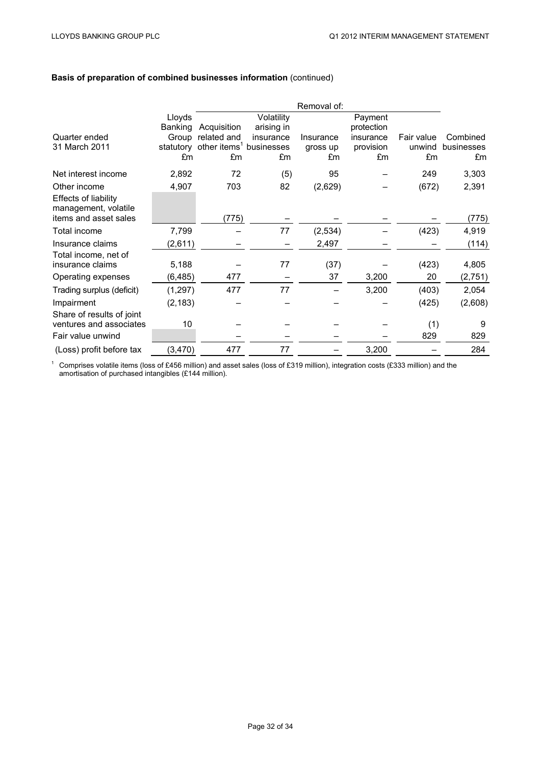**Basis of preparation of combined businesses information** (continued)

| Quarter ended 31 March 2011 | Lloyds Banking Group statutory £m | Removal of: Acquisition related and other items[1] £m | Volatility arising in insurance businesses £m | Insurance gross up £m | Payment protection insurance provision £m | Fair value unwind £m | Combined businesses £m |
|---|---|---|---|---|---|---|---|
| Net interest income | 2,892 | 72 | (5) | 95 | – | 249 | 3,303 |
| Other income | 4,907 | 703 | 82 | (2,629) | – | (672) | 2,391 |
| Effects of liability management, volatile items and asset sales | | (775) | – | – | – | – | (775) |
| Total income | 7,799 | – | 77 | (2,534) | – | (423) | 4,919 |
| Insurance claims | (2,611) | – | – | 2,497 | – | – | (114) |
| Total income, net of insurance claims | 5,188 | – | 77 | (37) | – | (423) | 4,805 |
| Operating expenses | (6,485) | 477 | – | 37 | 3,200 | 20 | (2,751) |
| Trading surplus (deficit) | (1,297) | 477 | 77 | – | 3,200 | (403) | 2,054 |
| Impairment | (2,183) | – | – | – | – | (425) | (2,608) |
| Share of results of joint ventures and associates | 10 | – | – | – | – | (1) | 9 |
| Fair value unwind | | – | – | – | – | 829 | 829 |
| (Loss) profit before tax | (3,470) | 477 | 77 | – | 3,200 | – | 284 |

[1] Comprises volatile items (loss of £456 million) and asset sales (loss of £319 million), integration costs (£333 million) and the amortisation of purchased intangibles (£144 million).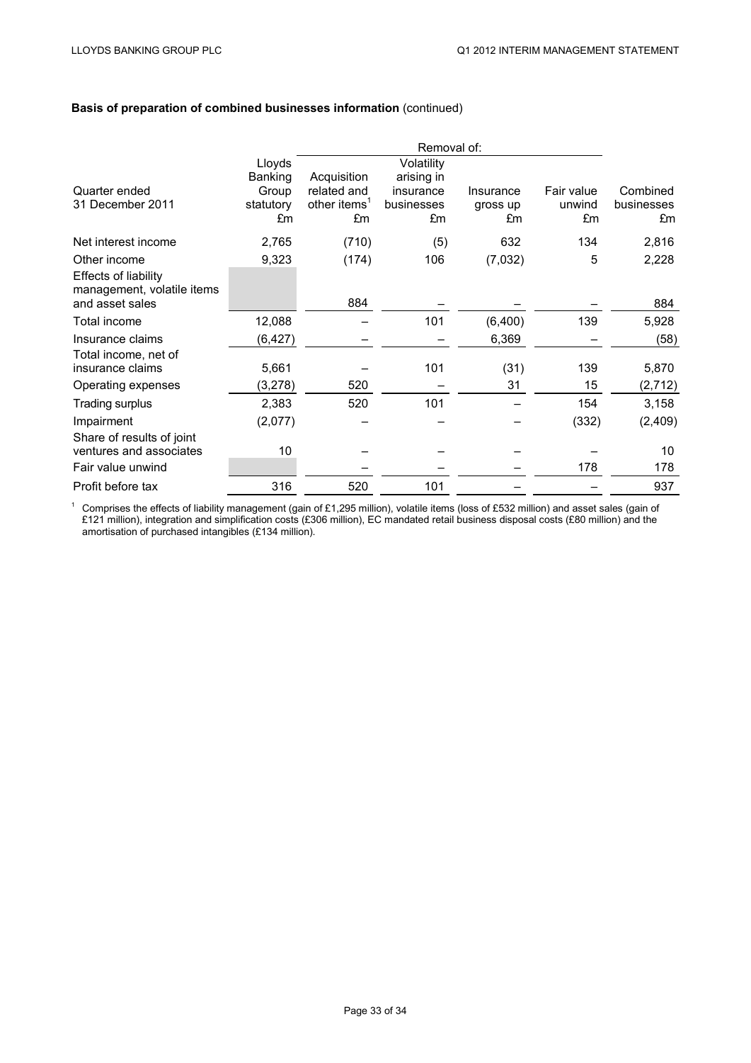**Basis of preparation of combined businesses information** (continued)

| Quarter ended 31 December 2011 | Lloyds Banking Group statutory £m | Removal of: Acquisition related and other items[1] £m | Volatility arising in insurance businesses £m | Insurance gross up £m | Fair value unwind £m | Combined businesses £m |
|---|---|---|---|---|---|---|
| Net interest income | 2,765 | (710) | (5) | 632 | 134 | 2,816 |
| Other income | 9,323 | (174) | 106 | (7,032) | 5 | 2,228 |
| Effects of liability management, volatile items and asset sales | | 884 | – | – | – | 884 |
| Total income | 12,088 | – | 101 | (6,400) | 139 | 5,928 |
| Insurance claims | (6,427) | – | – | 6,369 | – | (58) |
| Total income, net of insurance claims | 5,661 | – | 101 | (31) | 139 | 5,870 |
| Operating expenses | (3,278) | 520 | – | 31 | 15 | (2,712) |
| Trading surplus | 2,383 | 520 | 101 | – | 154 | 3,158 |
| Impairment | (2,077) | – | – | – | (332) | (2,409) |
| Share of results of joint ventures and associates | 10 | – | – | – | – | 10 |
| Fair value unwind | | – | – | – | 178 | 178 |
| Profit before tax | 316 | 520 | 101 | – | – | 937 |

[1] Comprises the effects of liability management (gain of £1,295 million), volatile items (loss of £532 million) and asset sales (gain of £121 million), integration and simplification costs (£306 million), EC mandated retail business disposal costs (£80 million) and the amortisation of purchased intangibles (£134 million).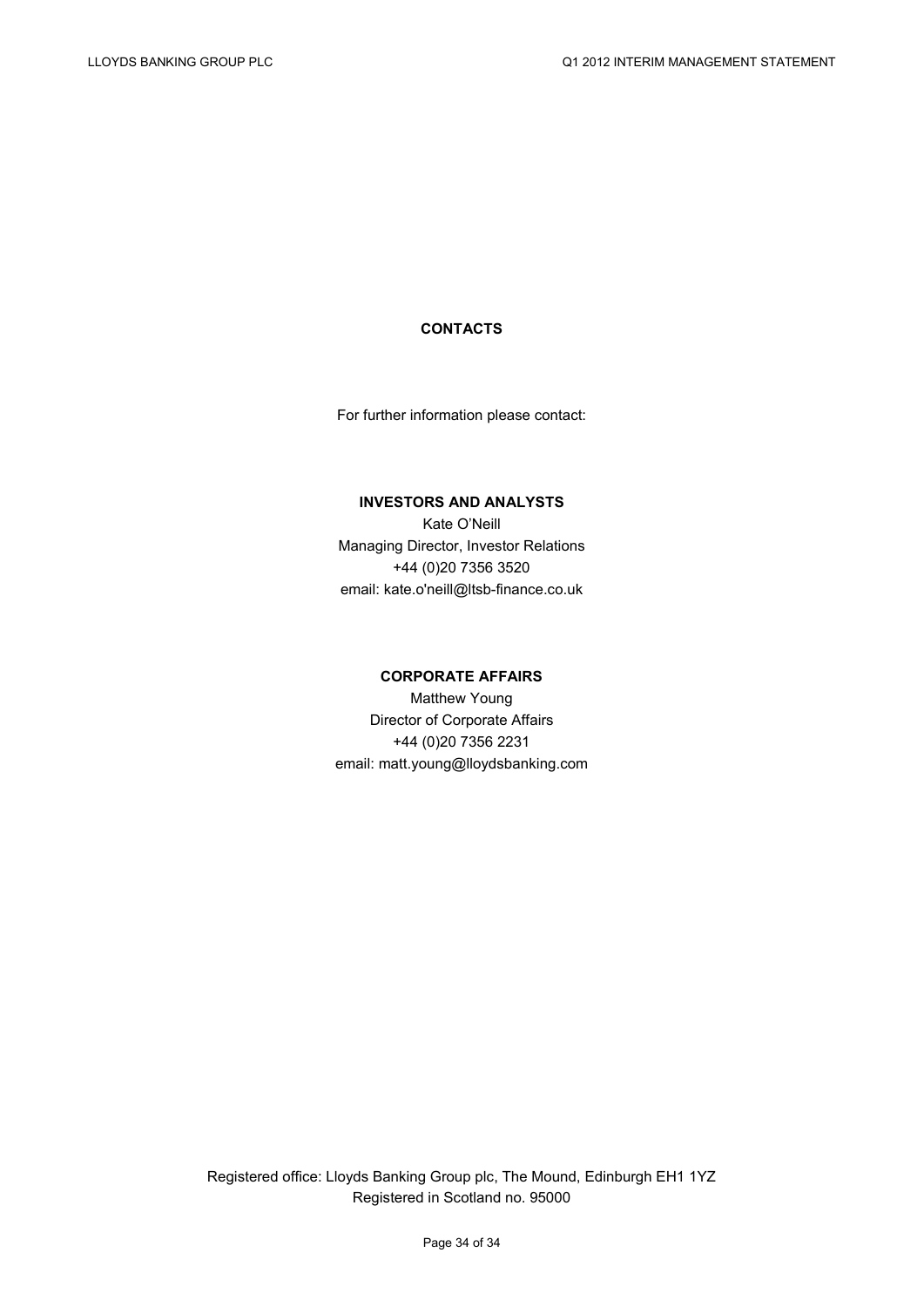## CONTACTS

For further information please contact:

**INVESTORS AND ANALYSTS**

Kate O'Neill
Managing Director, Investor Relations
+44 (0)20 7356 3520
email: kate.o'neill@ltsb-finance.co.uk

**CORPORATE AFFAIRS**

Matthew Young
Director of Corporate Affairs
+44 (0)20 7356 2231
email: matt.young@lloydsbanking.com

Registered office: Lloyds Banking Group plc, The Mound, Edinburgh EH1 1YZ
Registered in Scotland no. 95000